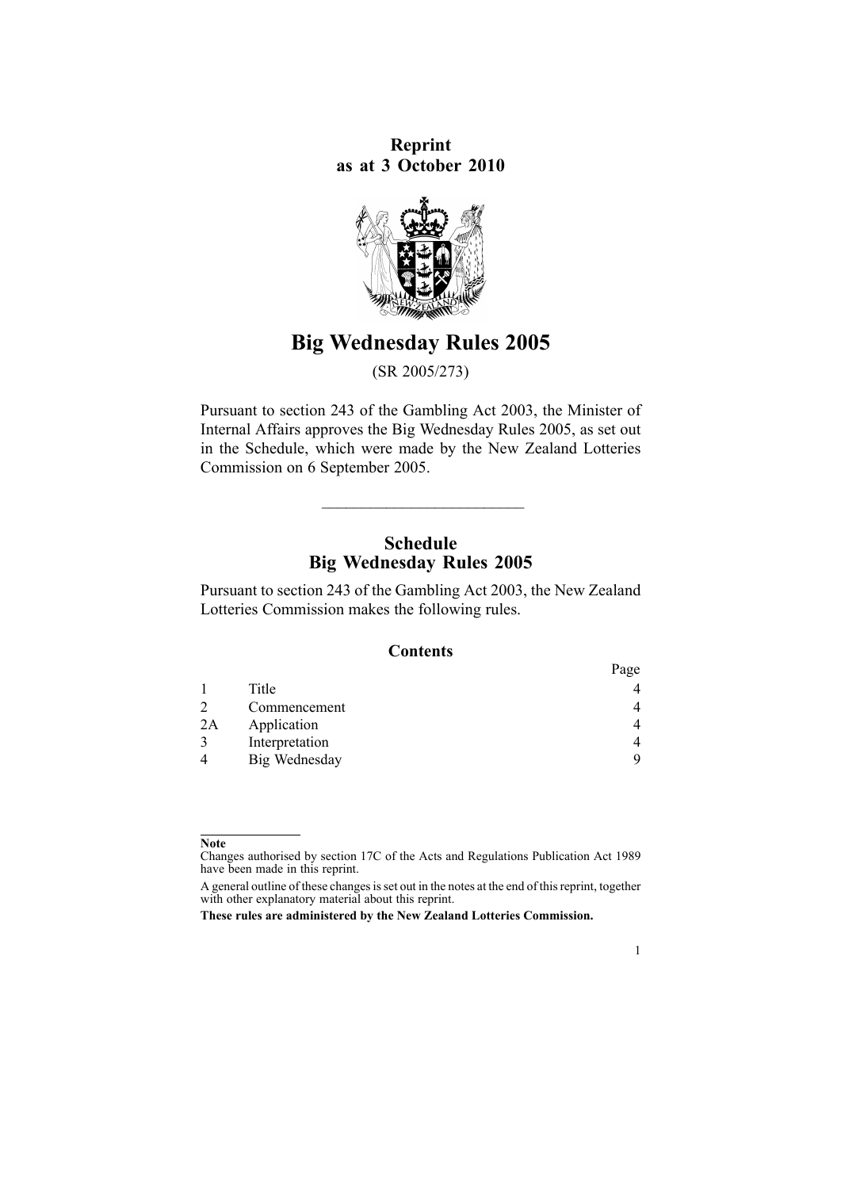**Reprint**
**as at 3 October 2010**

# Big Wednesday Rules 2005

(SR 2005/273)

Pursuant to section 243 of the Gambling Act 2003, the Minister of Internal Affairs approves the Big Wednesday Rules 2005, as set out in the Schedule, which were made by the New Zealand Lotteries Commission on 6 September 2005.

---

## Schedule
## Big Wednesday Rules 2005

Pursuant to section 243 of the Gambling Act 2003, the New Zealand Lotteries Commission makes the following rules.

### Contents

| | | Page |
|---|---|---|
| 1 | Title | 4 |
| 2 | Commencement | 4 |
| 2A | Application | 4 |
| 3 | Interpretation | 4 |
| 4 | Big Wednesday | 9 |

---

**Note**

Changes authorised by section 17C of the Acts and Regulations Publication Act 1989 have been made in this reprint.

A general outline of these changes is set out in the notes at the end of this reprint, together with other explanatory material about this reprint.

**These rules are administered by the New Zealand Lotteries Commission.**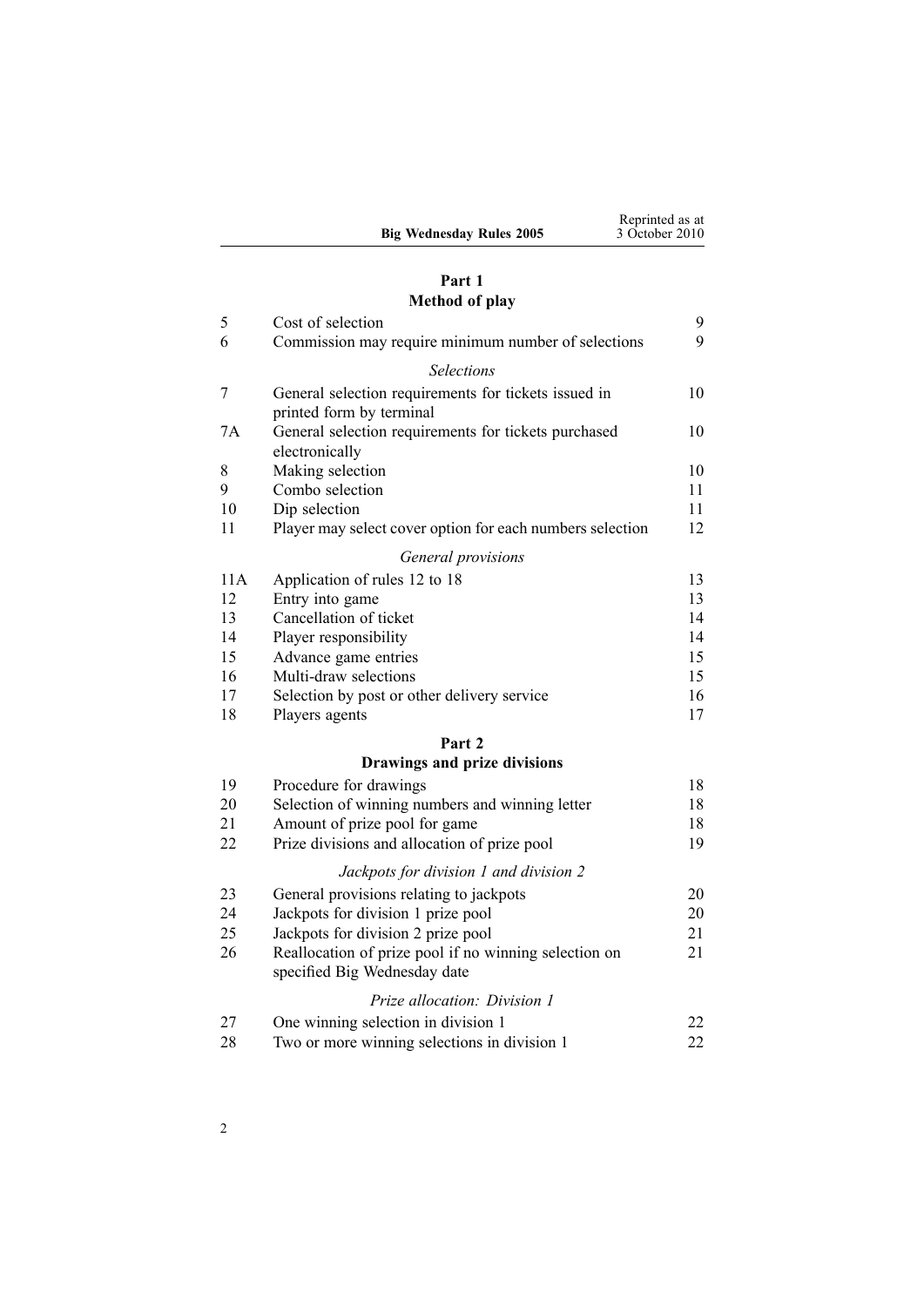## Part 1
## Method of play

| | | |
|---|---|---|
| 5 | Cost of selection | 9 |
| 6 | Commission may require minimum number of selections | 9 |
| | *Selections* | |
| 7 | General selection requirements for tickets issued in printed form by terminal | 10 |
| 7A | General selection requirements for tickets purchased electronically | 10 |
| 8 | Making selection | 10 |
| 9 | Combo selection | 11 |
| 10 | Dip selection | 11 |
| 11 | Player may select cover option for each numbers selection | 12 |
| | *General provisions* | |
| 11A | Application of rules 12 to 18 | 13 |
| 12 | Entry into game | 13 |
| 13 | Cancellation of ticket | 14 |
| 14 | Player responsibility | 14 |
| 15 | Advance game entries | 15 |
| 16 | Multi-draw selections | 15 |
| 17 | Selection by post or other delivery service | 16 |
| 18 | Players agents | 17 |

## Part 2
## Drawings and prize divisions

| | | |
|---|---|---|
| 19 | Procedure for drawings | 18 |
| 20 | Selection of winning numbers and winning letter | 18 |
| 21 | Amount of prize pool for game | 18 |
| 22 | Prize divisions and allocation of prize pool | 19 |
| | *Jackpots for division 1 and division 2* | |
| 23 | General provisions relating to jackpots | 20 |
| 24 | Jackpots for division 1 prize pool | 20 |
| 25 | Jackpots for division 2 prize pool | 21 |
| 26 | Reallocation of prize pool if no winning selection on specified Big Wednesday date | 21 |
| | *Prize allocation: Division 1* | |
| 27 | One winning selection in division 1 | 22 |
| 28 | Two or more winning selections in division 1 | 22 |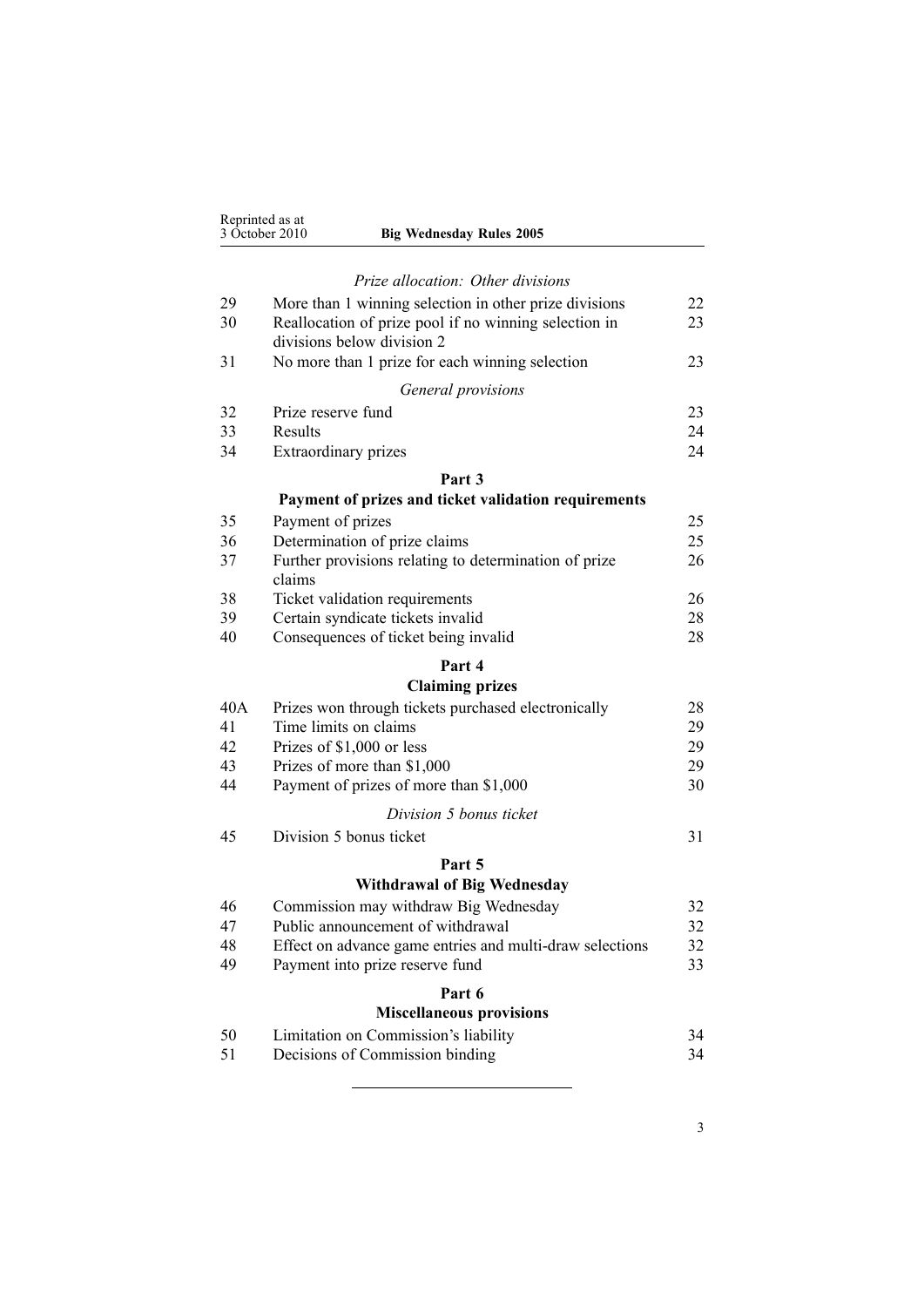*Prize allocation: Other divisions*

| | | |
|---|---|---|
| 29 | More than 1 winning selection in other prize divisions | 22 |
| 30 | Reallocation of prize pool if no winning selection in divisions below division 2 | 23 |
| 31 | No more than 1 prize for each winning selection | 23 |

*General provisions*

| | | |
|---|---|---|
| 32 | Prize reserve fund | 23 |
| 33 | Results | 24 |
| 34 | Extraordinary prizes | 24 |

**Part 3**

**Payment of prizes and ticket validation requirements**

| | | |
|---|---|---|
| 35 | Payment of prizes | 25 |
| 36 | Determination of prize claims | 25 |
| 37 | Further provisions relating to determination of prize claims | 26 |
| 38 | Ticket validation requirements | 26 |
| 39 | Certain syndicate tickets invalid | 28 |
| 40 | Consequences of ticket being invalid | 28 |

**Part 4**

**Claiming prizes**

| | | |
|---|---|---|
| 40A | Prizes won through tickets purchased electronically | 28 |
| 41 | Time limits on claims | 29 |
| 42 | Prizes of $1,000 or less | 29 |
| 43 | Prizes of more than $1,000 | 29 |
| 44 | Payment of prizes of more than $1,000 | 30 |

*Division 5 bonus ticket*

| | | |
|---|---|---|
| 45 | Division 5 bonus ticket | 31 |

**Part 5**

**Withdrawal of Big Wednesday**

| | | |
|---|---|---|
| 46 | Commission may withdraw Big Wednesday | 32 |
| 47 | Public announcement of withdrawal | 32 |
| 48 | Effect on advance game entries and multi-draw selections | 32 |
| 49 | Payment into prize reserve fund | 33 |

**Part 6**

**Miscellaneous provisions**

| | | |
|---|---|---|
| 50 | Limitation on Commission's liability | 34 |
| 51 | Decisions of Commission binding | 34 |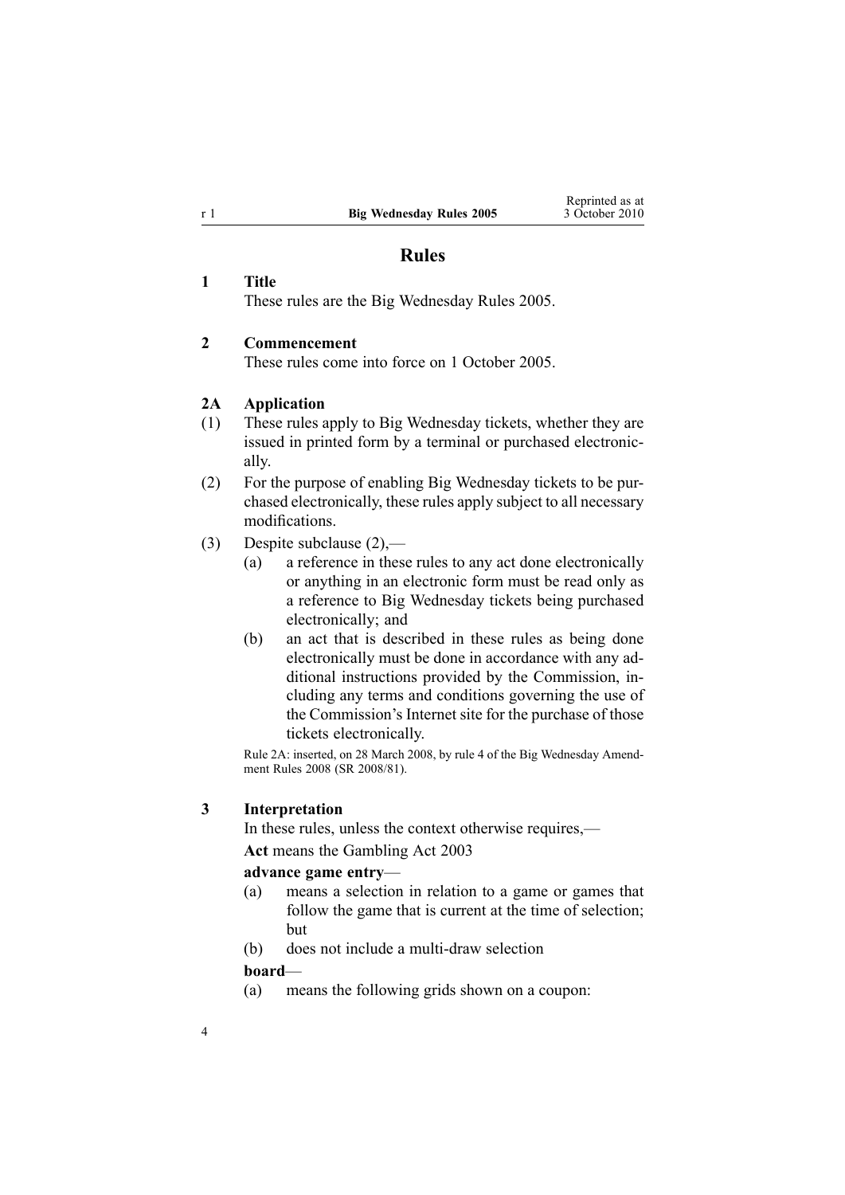# Rules

## 1 Title

These rules are the Big Wednesday Rules 2005.

## 2 Commencement

These rules come into force on 1 October 2005.

## 2A Application

(1) These rules apply to Big Wednesday tickets, whether they are issued in printed form by a terminal or purchased electronically.

(2) For the purpose of enabling Big Wednesday tickets to be purchased electronically, these rules apply subject to all necessary modifications.

(3) Despite subclause (2),—

(a) a reference in these rules to any act done electronically or anything in an electronic form must be read only as a reference to Big Wednesday tickets being purchased electronically; and

(b) an act that is described in these rules as being done electronically must be done in accordance with any additional instructions provided by the Commission, including any terms and conditions governing the use of the Commission's Internet site for the purchase of those tickets electronically.

Rule 2A: inserted, on 28 March 2008, by rule 4 of the Big Wednesday Amendment Rules 2008 (SR 2008/81).

## 3 Interpretation

In these rules, unless the context otherwise requires,—

**Act** means the Gambling Act 2003

**advance game entry**—

(a) means a selection in relation to a game or games that follow the game that is current at the time of selection; but

(b) does not include a multi-draw selection

**board**—

(a) means the following grids shown on a coupon: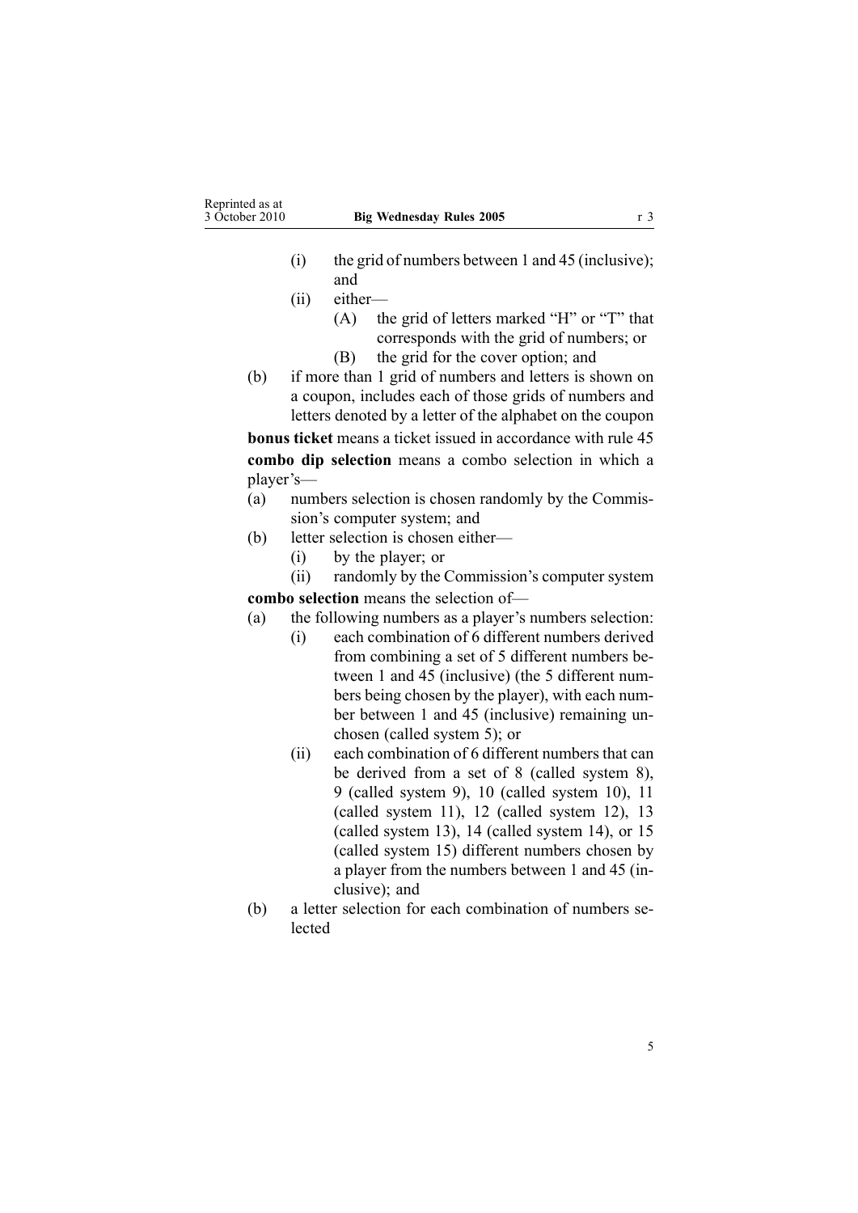(i) the grid of numbers between 1 and 45 (inclusive); and

(ii) either—

(A) the grid of letters marked "H" or "T" that corresponds with the grid of numbers; or

(B) the grid for the cover option; and

(b) if more than 1 grid of numbers and letters is shown on a coupon, includes each of those grids of numbers and letters denoted by a letter of the alphabet on the coupon

**bonus ticket** means a ticket issued in accordance with rule 45

**combo dip selection** means a combo selection in which a player's—

(a) numbers selection is chosen randomly by the Commission's computer system; and

(b) letter selection is chosen either—

(i) by the player; or

(ii) randomly by the Commission's computer system

**combo selection** means the selection of—

(a) the following numbers as a player's numbers selection:

(i) each combination of 6 different numbers derived from combining a set of 5 different numbers between 1 and 45 (inclusive) (the 5 different numbers being chosen by the player), with each number between 1 and 45 (inclusive) remaining unchosen (called system 5); or

(ii) each combination of 6 different numbers that can be derived from a set of 8 (called system 8), 9 (called system 9), 10 (called system 10), 11 (called system 11), 12 (called system 12), 13 (called system 13), 14 (called system 14), or 15 (called system 15) different numbers chosen by a player from the numbers between 1 and 45 (inclusive); and

(b) a letter selection for each combination of numbers selected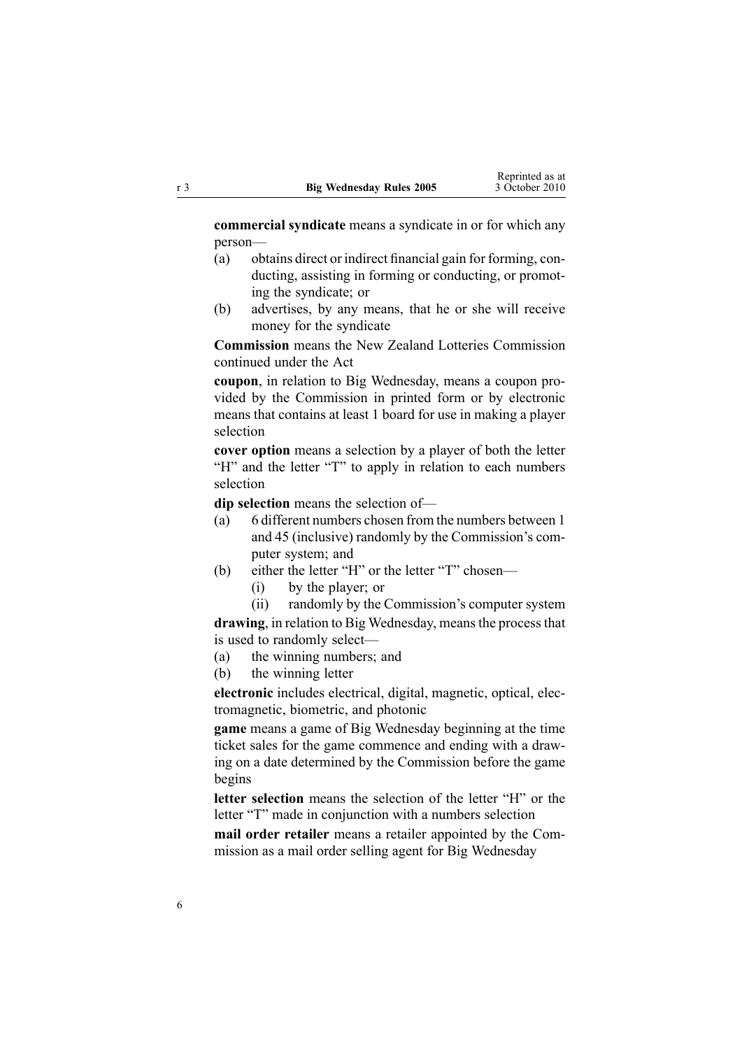**commercial syndicate** means a syndicate in or for which any person—

(a) obtains direct or indirect financial gain for forming, conducting, assisting in forming or conducting, or promoting the syndicate; or

(b) advertises, by any means, that he or she will receive money for the syndicate

**Commission** means the New Zealand Lotteries Commission continued under the Act

**coupon**, in relation to Big Wednesday, means a coupon provided by the Commission in printed form or by electronic means that contains at least 1 board for use in making a player selection

**cover option** means a selection by a player of both the letter "H" and the letter "T" to apply in relation to each numbers selection

**dip selection** means the selection of—

(a) 6 different numbers chosen from the numbers between 1 and 45 (inclusive) randomly by the Commission's computer system; and

(b) either the letter "H" or the letter "T" chosen—

  (i) by the player; or

  (ii) randomly by the Commission's computer system

**drawing**, in relation to Big Wednesday, means the process that is used to randomly select—

(a) the winning numbers; and

(b) the winning letter

**electronic** includes electrical, digital, magnetic, optical, electromagnetic, biometric, and photonic

**game** means a game of Big Wednesday beginning at the time ticket sales for the game commence and ending with a drawing on a date determined by the Commission before the game begins

**letter selection** means the selection of the letter "H" or the letter "T" made in conjunction with a numbers selection

**mail order retailer** means a retailer appointed by the Commission as a mail order selling agent for Big Wednesday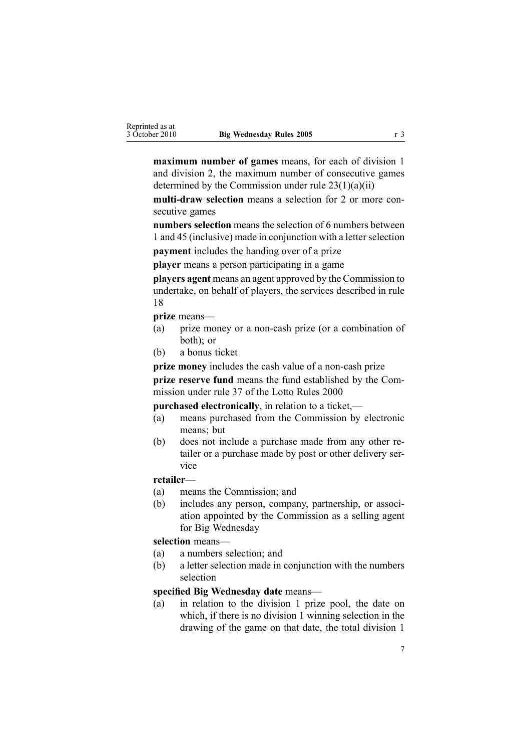**maximum number of games** means, for each of division 1 and division 2, the maximum number of consecutive games determined by the Commission under rule 23(1)(a)(ii)

**multi-draw selection** means a selection for 2 or more consecutive games

**numbers selection** means the selection of 6 numbers between 1 and 45 (inclusive) made in conjunction with a letter selection

**payment** includes the handing over of a prize

**player** means a person participating in a game

**players agent** means an agent approved by the Commission to undertake, on behalf of players, the services described in rule 18

**prize** means—

(a) prize money or a non-cash prize (or a combination of both); or

(b) a bonus ticket

**prize money** includes the cash value of a non-cash prize

**prize reserve fund** means the fund established by the Commission under rule 37 of the Lotto Rules 2000

**purchased electronically**, in relation to a ticket,—

(a) means purchased from the Commission by electronic means; but

(b) does not include a purchase made from any other retailer or a purchase made by post or other delivery service

**retailer**—

(a) means the Commission; and

(b) includes any person, company, partnership, or association appointed by the Commission as a selling agent for Big Wednesday

**selection** means—

(a) a numbers selection; and

(b) a letter selection made in conjunction with the numbers selection

**specified Big Wednesday date** means—

(a) in relation to the division 1 prize pool, the date on which, if there is no division 1 winning selection in the drawing of the game on that date, the total division 1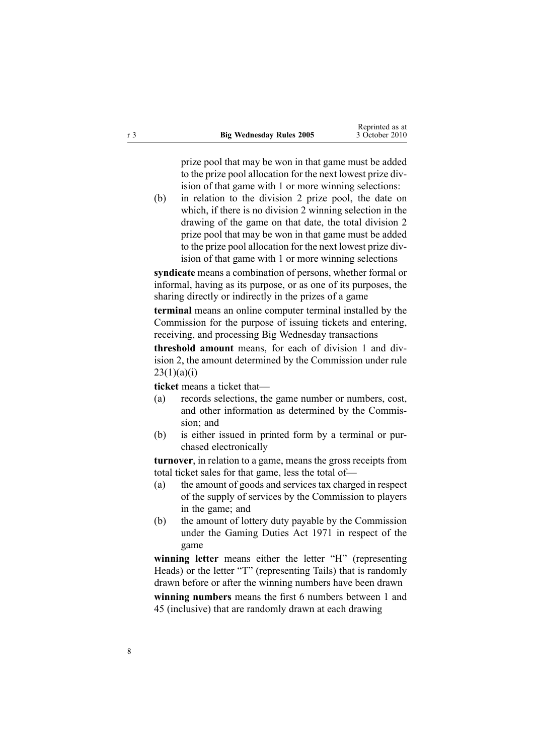prize pool that may be won in that game must be added to the prize pool allocation for the next lowest prize division of that game with 1 or more winning selections:

(b) in relation to the division 2 prize pool, the date on which, if there is no division 2 winning selection in the drawing of the game on that date, the total division 2 prize pool that may be won in that game must be added to the prize pool allocation for the next lowest prize division of that game with 1 or more winning selections

**syndicate** means a combination of persons, whether formal or informal, having as its purpose, or as one of its purposes, the sharing directly or indirectly in the prizes of a game

**terminal** means an online computer terminal installed by the Commission for the purpose of issuing tickets and entering, receiving, and processing Big Wednesday transactions

**threshold amount** means, for each of division 1 and division 2, the amount determined by the Commission under rule 23(1)(a)(i)

**ticket** means a ticket that—

(a) records selections, the game number or numbers, cost, and other information as determined by the Commission; and

(b) is either issued in printed form by a terminal or purchased electronically

**turnover**, in relation to a game, means the gross receipts from total ticket sales for that game, less the total of—

(a) the amount of goods and services tax charged in respect of the supply of services by the Commission to players in the game; and

(b) the amount of lottery duty payable by the Commission under the Gaming Duties Act 1971 in respect of the game

**winning letter** means either the letter "H" (representing Heads) or the letter "T" (representing Tails) that is randomly drawn before or after the winning numbers have been drawn

**winning numbers** means the first 6 numbers between 1 and 45 (inclusive) that are randomly drawn at each drawing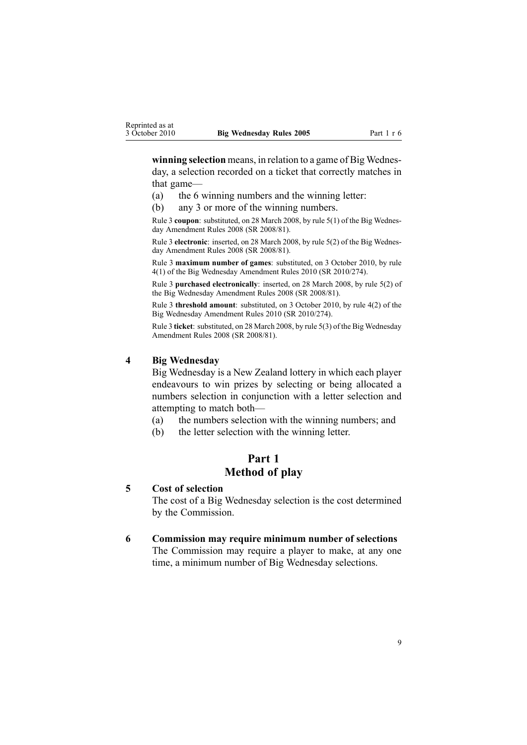**winning selection** means, in relation to a game of Big Wednesday, a selection recorded on a ticket that correctly matches in that game—

(a) the 6 winning numbers and the winning letter:

(b) any 3 or more of the winning numbers.

Rule 3 **coupon**: substituted, on 28 March 2008, by rule 5(1) of the Big Wednesday Amendment Rules 2008 (SR 2008/81).

Rule 3 **electronic**: inserted, on 28 March 2008, by rule 5(2) of the Big Wednesday Amendment Rules 2008 (SR 2008/81).

Rule 3 **maximum number of games**: substituted, on 3 October 2010, by rule 4(1) of the Big Wednesday Amendment Rules 2010 (SR 2010/274).

Rule 3 **purchased electronically**: inserted, on 28 March 2008, by rule 5(2) of the Big Wednesday Amendment Rules 2008 (SR 2008/81).

Rule 3 **threshold amount**: substituted, on 3 October 2010, by rule 4(2) of the Big Wednesday Amendment Rules 2010 (SR 2010/274).

Rule 3 **ticket**: substituted, on 28 March 2008, by rule 5(3) of the Big Wednesday Amendment Rules 2008 (SR 2008/81).

### 4 Big Wednesday

Big Wednesday is a New Zealand lottery in which each player endeavours to win prizes by selecting or being allocated a numbers selection in conjunction with a letter selection and attempting to match both—

(a) the numbers selection with the winning numbers; and

(b) the letter selection with the winning letter.

## Part 1
## Method of play

### 5 Cost of selection

The cost of a Big Wednesday selection is the cost determined by the Commission.

### 6 Commission may require minimum number of selections

The Commission may require a player to make, at any one time, a minimum number of Big Wednesday selections.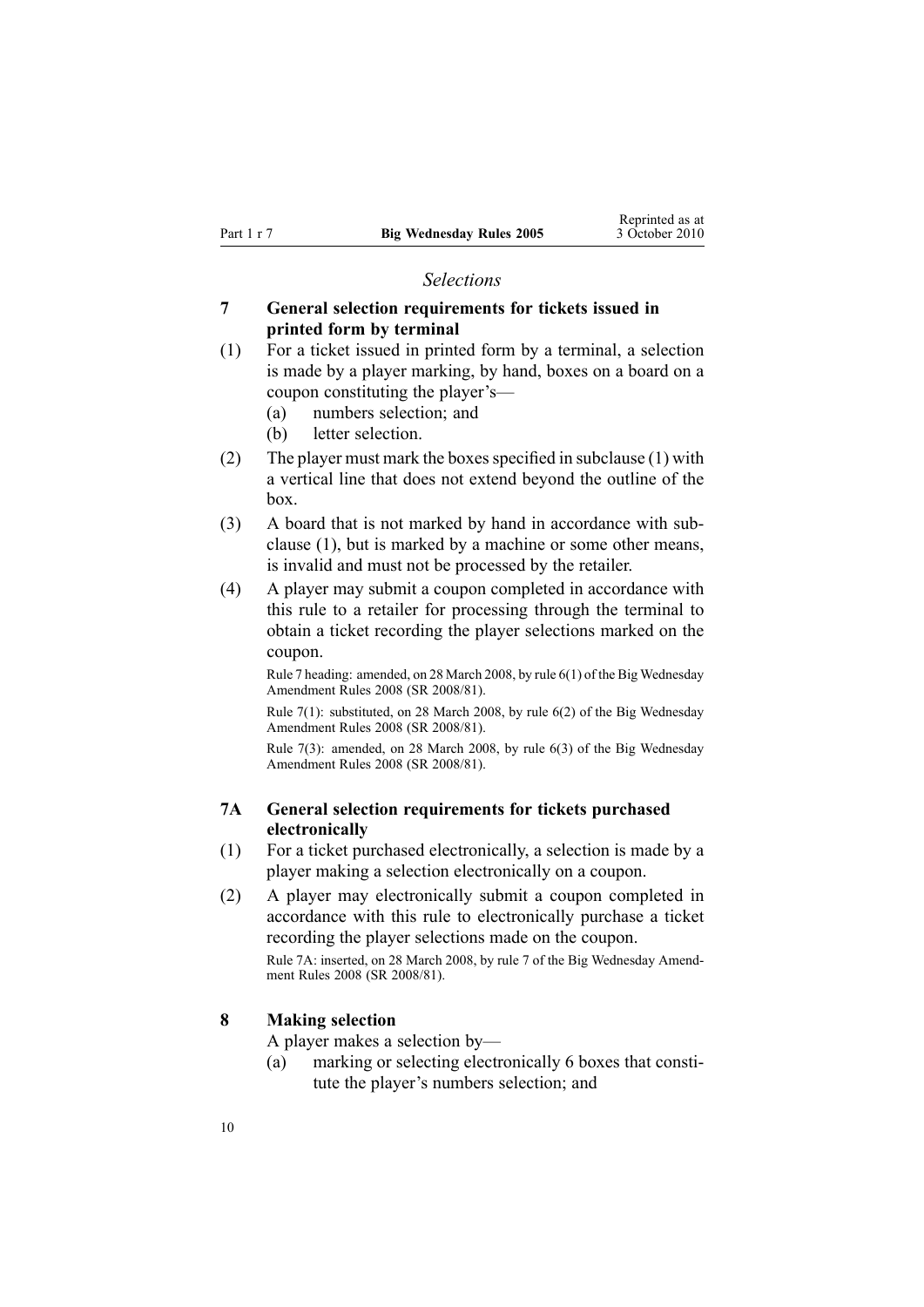*Selections*

## 7 General selection requirements for tickets issued in printed form by terminal

(1) For a ticket issued in printed form by a terminal, a selection is made by a player marking, by hand, boxes on a board on a coupon constituting the player's—

(a) numbers selection; and

(b) letter selection.

(2) The player must mark the boxes specified in subclause (1) with a vertical line that does not extend beyond the outline of the box.

(3) A board that is not marked by hand in accordance with subclause (1), but is marked by a machine or some other means, is invalid and must not be processed by the retailer.

(4) A player may submit a coupon completed in accordance with this rule to a retailer for processing through the terminal to obtain a ticket recording the player selections marked on the coupon.

Rule 7 heading: amended, on 28 March 2008, by rule 6(1) of the Big Wednesday Amendment Rules 2008 (SR 2008/81).

Rule 7(1): substituted, on 28 March 2008, by rule 6(2) of the Big Wednesday Amendment Rules 2008 (SR 2008/81).

Rule 7(3): amended, on 28 March 2008, by rule 6(3) of the Big Wednesday Amendment Rules 2008 (SR 2008/81).

## 7A General selection requirements for tickets purchased electronically

(1) For a ticket purchased electronically, a selection is made by a player making a selection electronically on a coupon.

(2) A player may electronically submit a coupon completed in accordance with this rule to electronically purchase a ticket recording the player selections made on the coupon.

Rule 7A: inserted, on 28 March 2008, by rule 7 of the Big Wednesday Amendment Rules 2008 (SR 2008/81).

## 8 Making selection

A player makes a selection by—

(a) marking or selecting electronically 6 boxes that constitute the player's numbers selection; and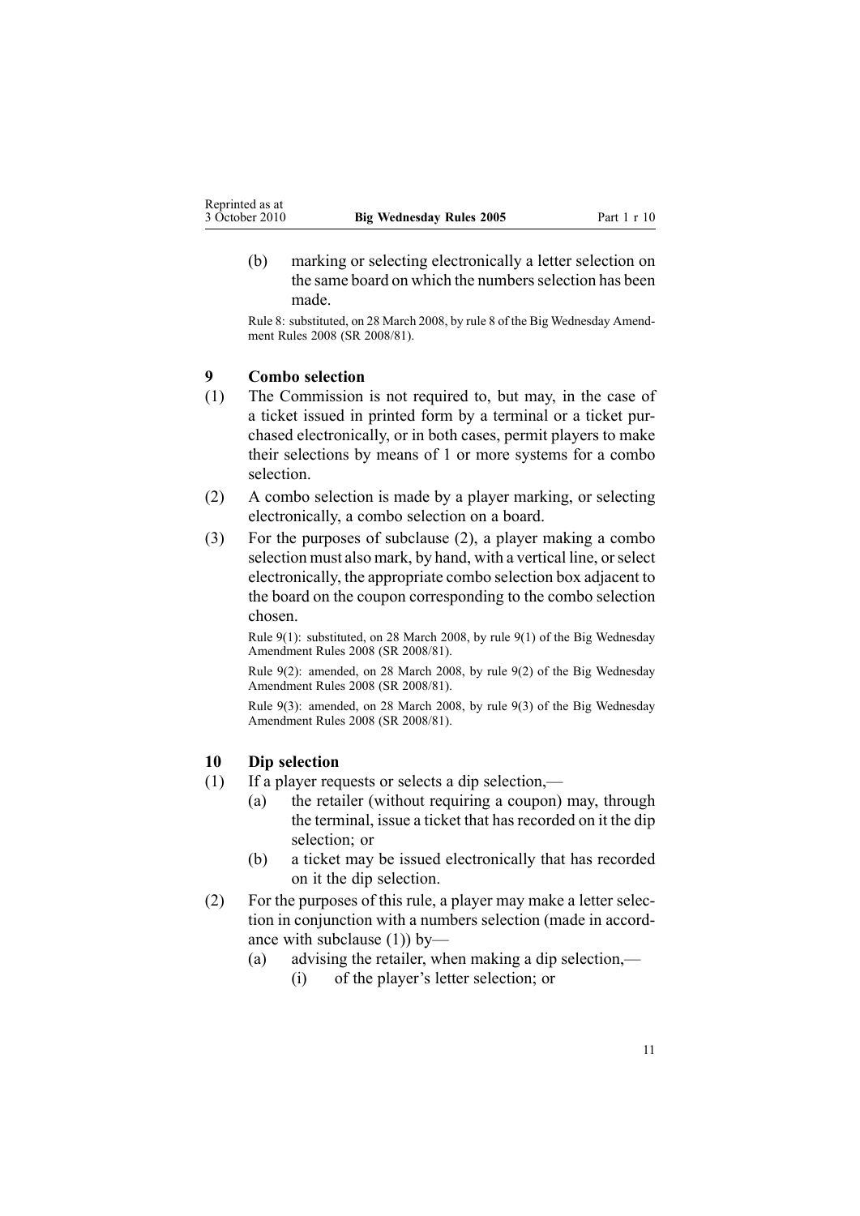(b) marking or selecting electronically a letter selection on the same board on which the numbers selection has been made.

Rule 8: substituted, on 28 March 2008, by rule 8 of the Big Wednesday Amendment Rules 2008 (SR 2008/81).

### 9 Combo selection

(1) The Commission is not required to, but may, in the case of a ticket issued in printed form by a terminal or a ticket purchased electronically, or in both cases, permit players to make their selections by means of 1 or more systems for a combo selection.

(2) A combo selection is made by a player marking, or selecting electronically, a combo selection on a board.

(3) For the purposes of subclause (2), a player making a combo selection must also mark, by hand, with a vertical line, or select electronically, the appropriate combo selection box adjacent to the board on the coupon corresponding to the combo selection chosen.

Rule 9(1): substituted, on 28 March 2008, by rule 9(1) of the Big Wednesday Amendment Rules 2008 (SR 2008/81).

Rule 9(2): amended, on 28 March 2008, by rule 9(2) of the Big Wednesday Amendment Rules 2008 (SR 2008/81).

Rule 9(3): amended, on 28 March 2008, by rule 9(3) of the Big Wednesday Amendment Rules 2008 (SR 2008/81).

### 10 Dip selection

(1) If a player requests or selects a dip selection,—

(a) the retailer (without requiring a coupon) may, through the terminal, issue a ticket that has recorded on it the dip selection; or

(b) a ticket may be issued electronically that has recorded on it the dip selection.

(2) For the purposes of this rule, a player may make a letter selection in conjunction with a numbers selection (made in accordance with subclause (1)) by—

(a) advising the retailer, when making a dip selection,—

(i) of the player's letter selection; or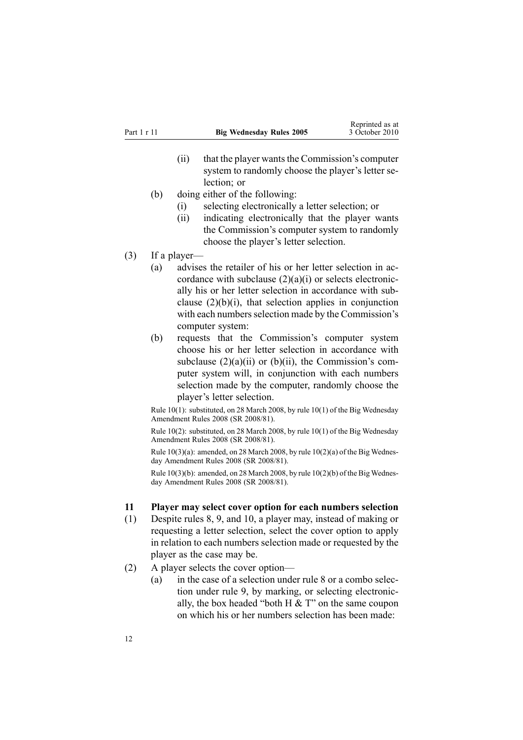(ii) that the player wants the Commission's computer system to randomly choose the player's letter selection; or

(b) doing either of the following:

(i) selecting electronically a letter selection; or

(ii) indicating electronically that the player wants the Commission's computer system to randomly choose the player's letter selection.

(3) If a player—

(a) advises the retailer of his or her letter selection in accordance with subclause (2)(a)(i) or selects electronically his or her letter selection in accordance with subclause (2)(b)(i), that selection applies in conjunction with each numbers selection made by the Commission's computer system:

(b) requests that the Commission's computer system choose his or her letter selection in accordance with subclause (2)(a)(ii) or (b)(ii), the Commission's computer system will, in conjunction with each numbers selection made by the computer, randomly choose the player's letter selection.

Rule 10(1): substituted, on 28 March 2008, by rule 10(1) of the Big Wednesday Amendment Rules 2008 (SR 2008/81).

Rule 10(2): substituted, on 28 March 2008, by rule 10(1) of the Big Wednesday Amendment Rules 2008 (SR 2008/81).

Rule 10(3)(a): amended, on 28 March 2008, by rule 10(2)(a) of the Big Wednesday Amendment Rules 2008 (SR 2008/81).

Rule 10(3)(b): amended, on 28 March 2008, by rule 10(2)(b) of the Big Wednesday Amendment Rules 2008 (SR 2008/81).

### 11 Player may select cover option for each numbers selection

(1) Despite rules 8, 9, and 10, a player may, instead of making or requesting a letter selection, select the cover option to apply in relation to each numbers selection made or requested by the player as the case may be.

(2) A player selects the cover option—

(a) in the case of a selection under rule 8 or a combo selection under rule 9, by marking, or selecting electronically, the box headed "both H & T" on the same coupon on which his or her numbers selection has been made: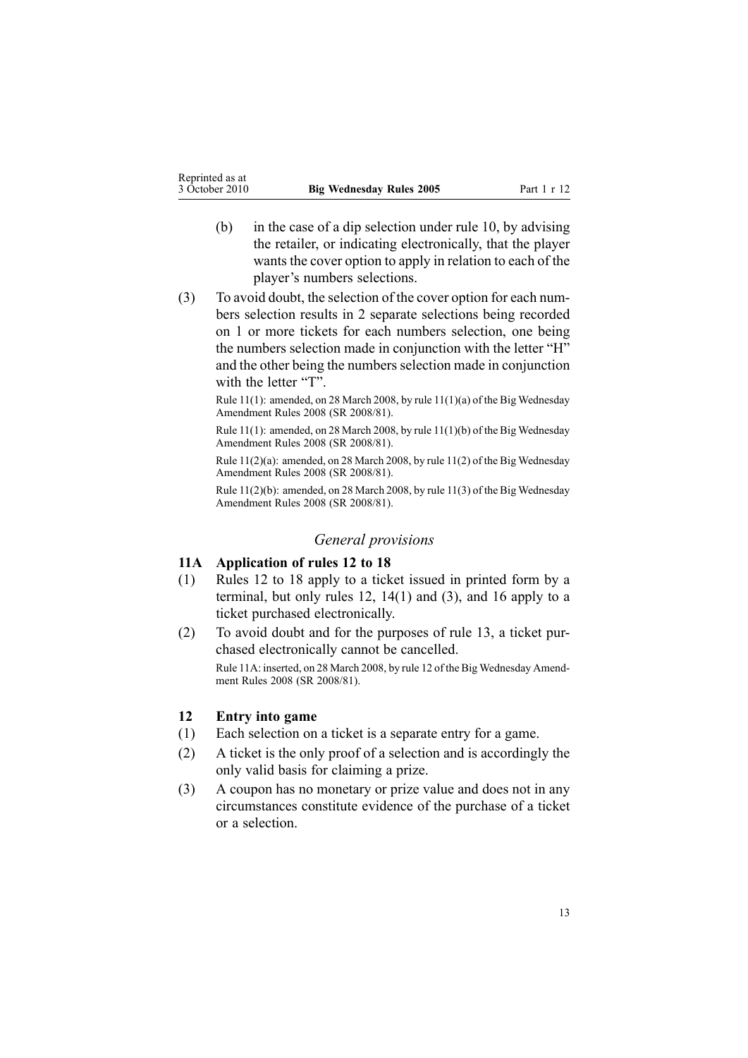(b) in the case of a dip selection under rule 10, by advising the retailer, or indicating electronically, that the player wants the cover option to apply in relation to each of the player's numbers selections.

(3) To avoid doubt, the selection of the cover option for each numbers selection results in 2 separate selections being recorded on 1 or more tickets for each numbers selection, one being the numbers selection made in conjunction with the letter "H" and the other being the numbers selection made in conjunction with the letter "T".

Rule 11(1): amended, on 28 March 2008, by rule 11(1)(a) of the Big Wednesday Amendment Rules 2008 (SR 2008/81).

Rule 11(1): amended, on 28 March 2008, by rule 11(1)(b) of the Big Wednesday Amendment Rules 2008 (SR 2008/81).

Rule 11(2)(a): amended, on 28 March 2008, by rule 11(2) of the Big Wednesday Amendment Rules 2008 (SR 2008/81).

Rule 11(2)(b): amended, on 28 March 2008, by rule 11(3) of the Big Wednesday Amendment Rules 2008 (SR 2008/81).

### *General provisions*

### 11A Application of rules 12 to 18

(1) Rules 12 to 18 apply to a ticket issued in printed form by a terminal, but only rules 12, 14(1) and (3), and 16 apply to a ticket purchased electronically.

(2) To avoid doubt and for the purposes of rule 13, a ticket purchased electronically cannot be cancelled.

Rule 11A: inserted, on 28 March 2008, by rule 12 of the Big Wednesday Amendment Rules 2008 (SR 2008/81).

### 12 Entry into game

(1) Each selection on a ticket is a separate entry for a game.

(2) A ticket is the only proof of a selection and is accordingly the only valid basis for claiming a prize.

(3) A coupon has no monetary or prize value and does not in any circumstances constitute evidence of the purchase of a ticket or a selection.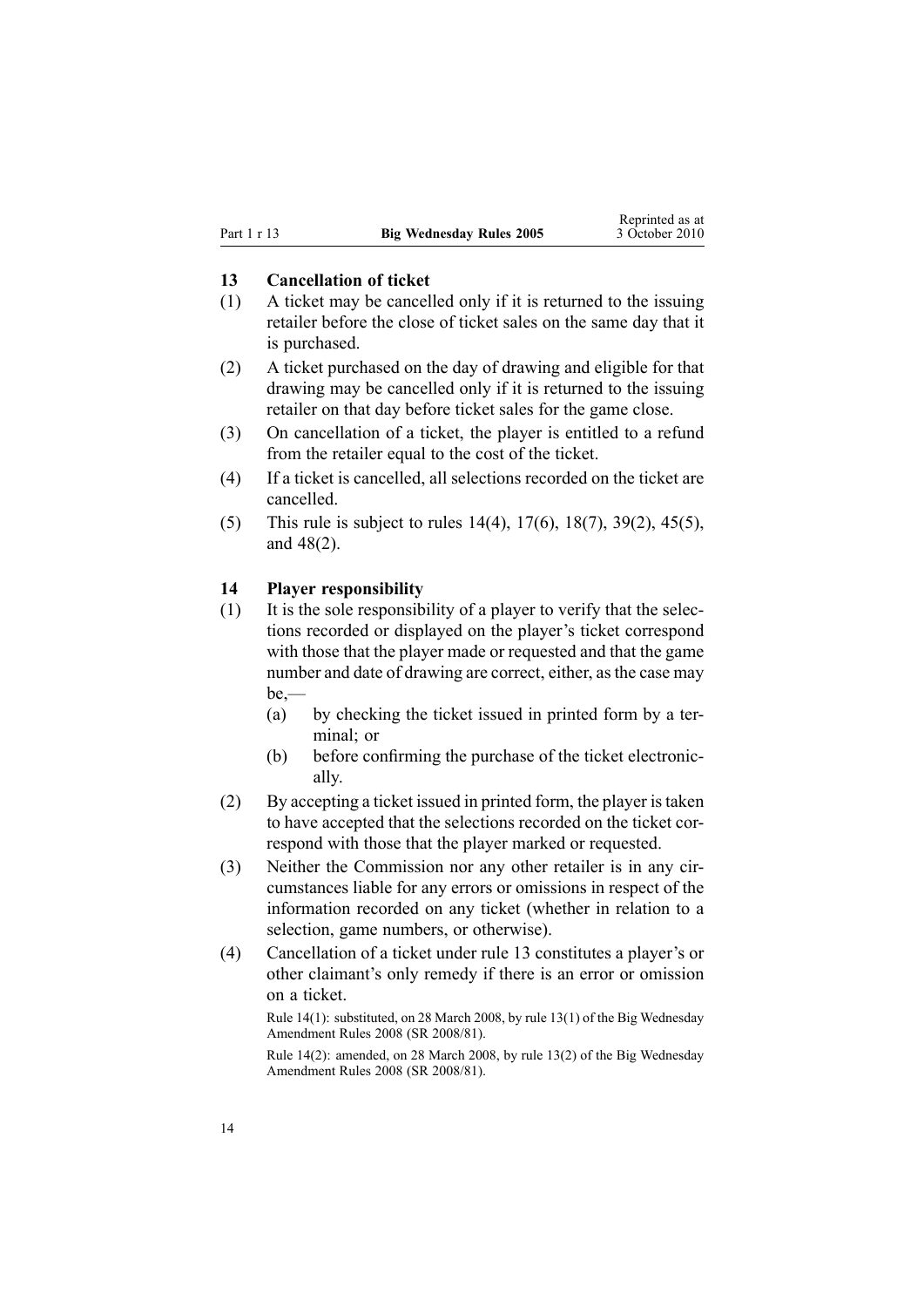### 13 Cancellation of ticket

(1) A ticket may be cancelled only if it is returned to the issuing retailer before the close of ticket sales on the same day that it is purchased.

(2) A ticket purchased on the day of drawing and eligible for that drawing may be cancelled only if it is returned to the issuing retailer on that day before ticket sales for the game close.

(3) On cancellation of a ticket, the player is entitled to a refund from the retailer equal to the cost of the ticket.

(4) If a ticket is cancelled, all selections recorded on the ticket are cancelled.

(5) This rule is subject to rules 14(4), 17(6), 18(7), 39(2), 45(5), and 48(2).

### 14 Player responsibility

(1) It is the sole responsibility of a player to verify that the selections recorded or displayed on the player's ticket correspond with those that the player made or requested and that the game number and date of drawing are correct, either, as the case may be,—

  (a) by checking the ticket issued in printed form by a terminal; or

  (b) before confirming the purchase of the ticket electronically.

(2) By accepting a ticket issued in printed form, the player is taken to have accepted that the selections recorded on the ticket correspond with those that the player marked or requested.

(3) Neither the Commission nor any other retailer is in any circumstances liable for any errors or omissions in respect of the information recorded on any ticket (whether in relation to a selection, game numbers, or otherwise).

(4) Cancellation of a ticket under rule 13 constitutes a player's or other claimant's only remedy if there is an error or omission on a ticket.

Rule 14(1): substituted, on 28 March 2008, by rule 13(1) of the Big Wednesday Amendment Rules 2008 (SR 2008/81).

Rule 14(2): amended, on 28 March 2008, by rule 13(2) of the Big Wednesday Amendment Rules 2008 (SR 2008/81).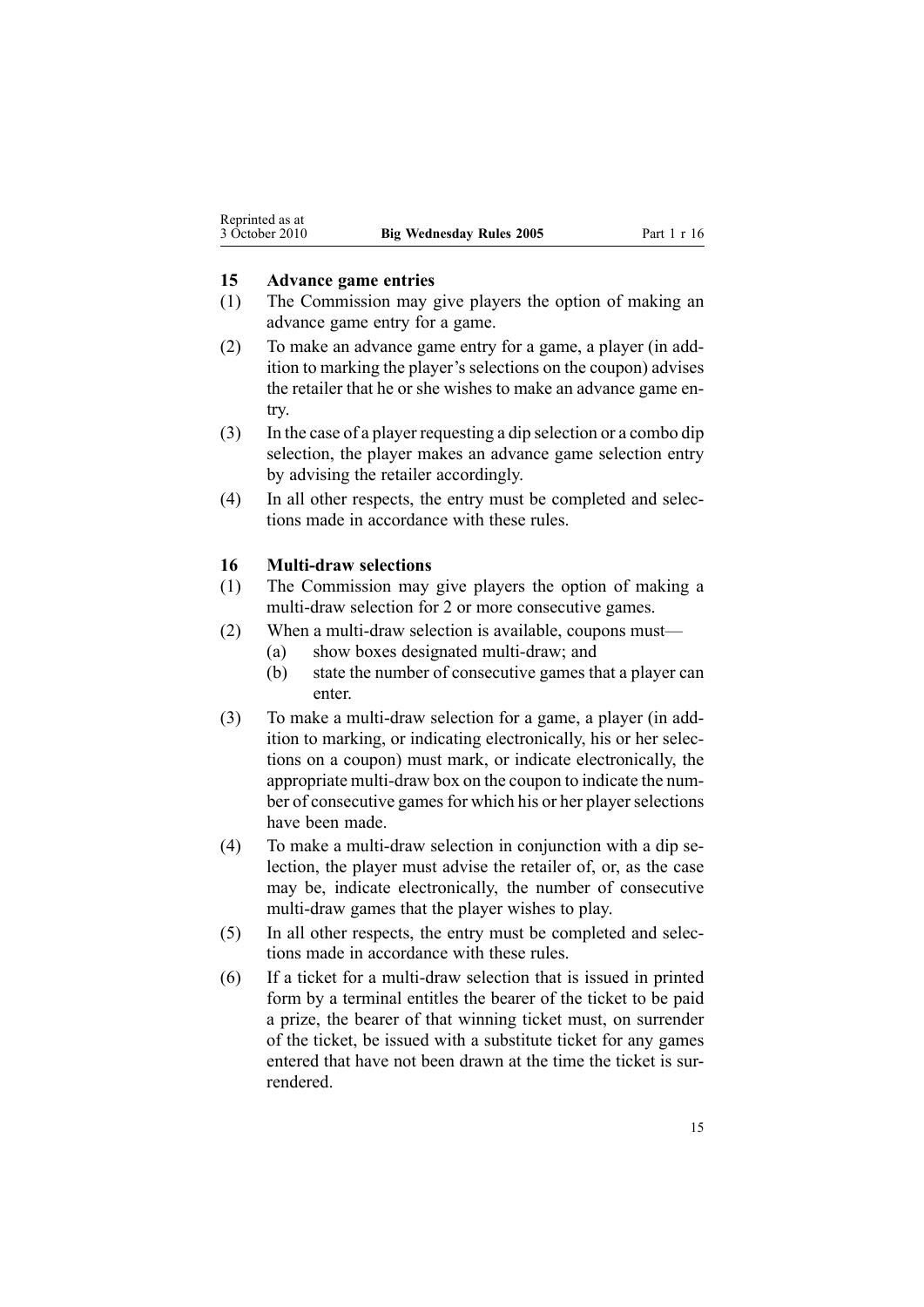### 15 Advance game entries

(1) The Commission may give players the option of making an advance game entry for a game.

(2) To make an advance game entry for a game, a player (in addition to marking the player's selections on the coupon) advises the retailer that he or she wishes to make an advance game entry.

(3) In the case of a player requesting a dip selection or a combo dip selection, the player makes an advance game selection entry by advising the retailer accordingly.

(4) In all other respects, the entry must be completed and selections made in accordance with these rules.

### 16 Multi-draw selections

(1) The Commission may give players the option of making a multi-draw selection for 2 or more consecutive games.

(2) When a multi-draw selection is available, coupons must—

  (a) show boxes designated multi-draw; and

  (b) state the number of consecutive games that a player can enter.

(3) To make a multi-draw selection for a game, a player (in addition to marking, or indicating electronically, his or her selections on a coupon) must mark, or indicate electronically, the appropriate multi-draw box on the coupon to indicate the number of consecutive games for which his or her player selections have been made.

(4) To make a multi-draw selection in conjunction with a dip selection, the player must advise the retailer of, or, as the case may be, indicate electronically, the number of consecutive multi-draw games that the player wishes to play.

(5) In all other respects, the entry must be completed and selections made in accordance with these rules.

(6) If a ticket for a multi-draw selection that is issued in printed form by a terminal entitles the bearer of the ticket to be paid a prize, the bearer of that winning ticket must, on surrender of the ticket, be issued with a substitute ticket for any games entered that have not been drawn at the time the ticket is surrendered.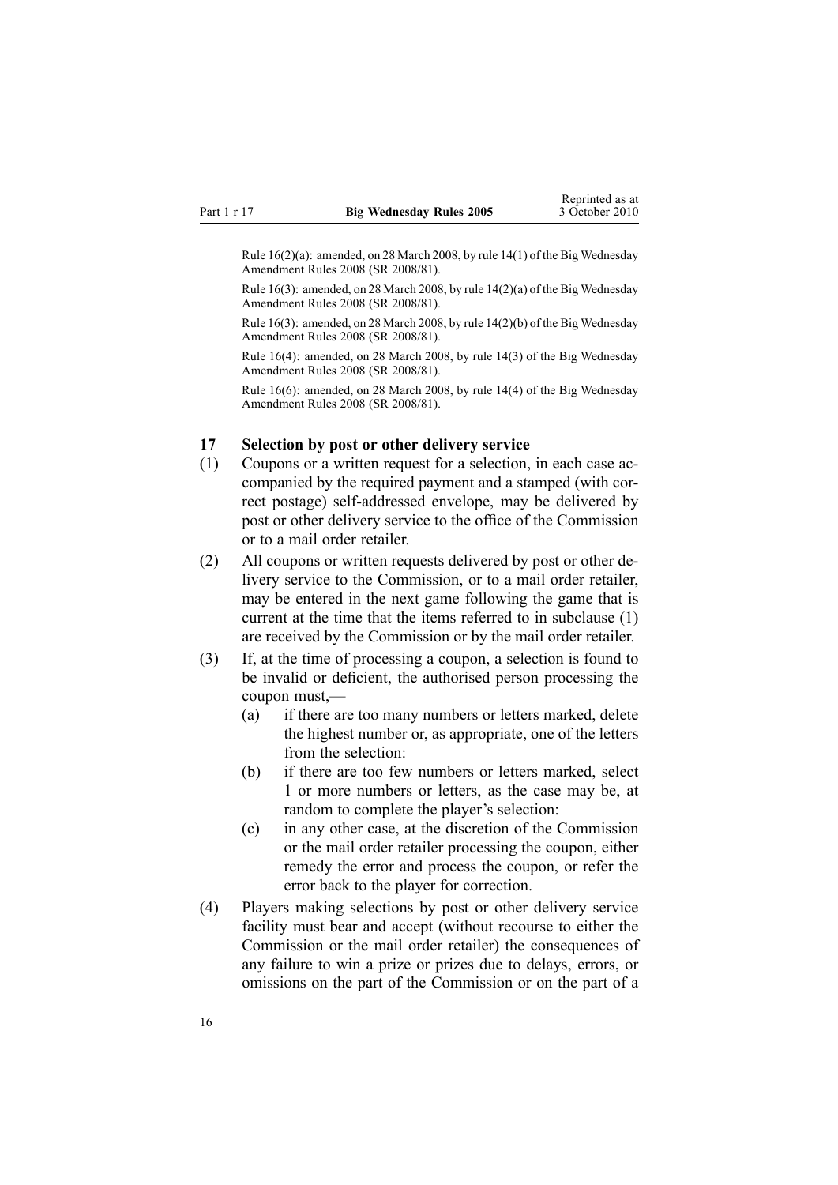Rule 16(2)(a): amended, on 28 March 2008, by rule 14(1) of the Big Wednesday Amendment Rules 2008 (SR 2008/81).

Rule 16(3): amended, on 28 March 2008, by rule 14(2)(a) of the Big Wednesday Amendment Rules 2008 (SR 2008/81).

Rule 16(3): amended, on 28 March 2008, by rule 14(2)(b) of the Big Wednesday Amendment Rules 2008 (SR 2008/81).

Rule 16(4): amended, on 28 March 2008, by rule 14(3) of the Big Wednesday Amendment Rules 2008 (SR 2008/81).

Rule 16(6): amended, on 28 March 2008, by rule 14(4) of the Big Wednesday Amendment Rules 2008 (SR 2008/81).

### 17 Selection by post or other delivery service

(1) Coupons or a written request for a selection, in each case accompanied by the required payment and a stamped (with correct postage) self-addressed envelope, may be delivered by post or other delivery service to the office of the Commission or to a mail order retailer.

(2) All coupons or written requests delivered by post or other delivery service to the Commission, or to a mail order retailer, may be entered in the next game following the game that is current at the time that the items referred to in subclause (1) are received by the Commission or by the mail order retailer.

(3) If, at the time of processing a coupon, a selection is found to be invalid or deficient, the authorised person processing the coupon must,—

  (a) if there are too many numbers or letters marked, delete the highest number or, as appropriate, one of the letters from the selection:

  (b) if there are too few numbers or letters marked, select 1 or more numbers or letters, as the case may be, at random to complete the player's selection:

  (c) in any other case, at the discretion of the Commission or the mail order retailer processing the coupon, either remedy the error and process the coupon, or refer the error back to the player for correction.

(4) Players making selections by post or other delivery service facility must bear and accept (without recourse to either the Commission or the mail order retailer) the consequences of any failure to win a prize or prizes due to delays, errors, or omissions on the part of the Commission or on the part of a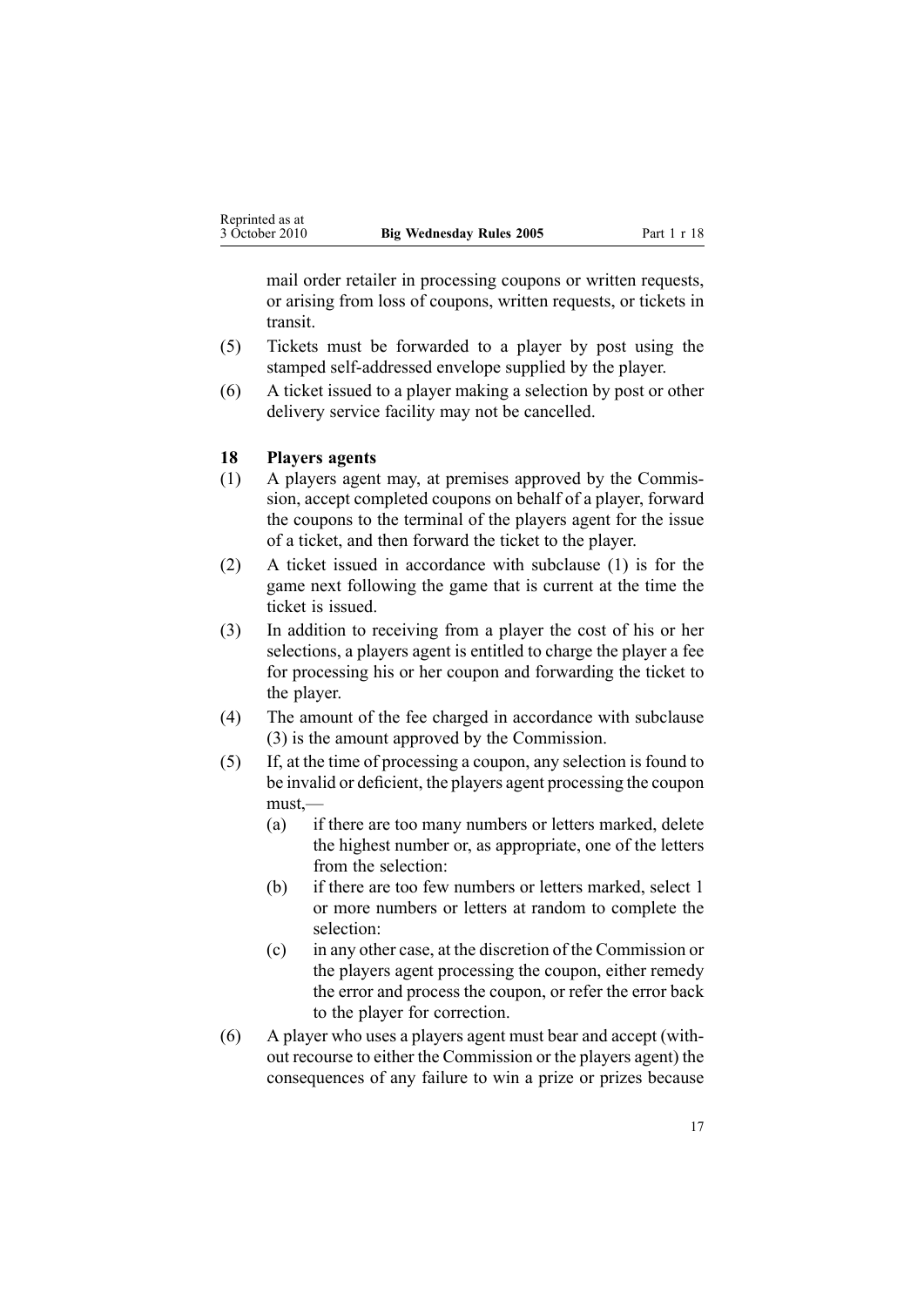mail order retailer in processing coupons or written requests, or arising from loss of coupons, written requests, or tickets in transit.

(5) Tickets must be forwarded to a player by post using the stamped self-addressed envelope supplied by the player.

(6) A ticket issued to a player making a selection by post or other delivery service facility may not be cancelled.

### 18 Players agents

(1) A players agent may, at premises approved by the Commission, accept completed coupons on behalf of a player, forward the coupons to the terminal of the players agent for the issue of a ticket, and then forward the ticket to the player.

(2) A ticket issued in accordance with subclause (1) is for the game next following the game that is current at the time the ticket is issued.

(3) In addition to receiving from a player the cost of his or her selections, a players agent is entitled to charge the player a fee for processing his or her coupon and forwarding the ticket to the player.

(4) The amount of the fee charged in accordance with subclause (3) is the amount approved by the Commission.

(5) If, at the time of processing a coupon, any selection is found to be invalid or deficient, the players agent processing the coupon must,—

- (a) if there are too many numbers or letters marked, delete the highest number or, as appropriate, one of the letters from the selection:
- (b) if there are too few numbers or letters marked, select 1 or more numbers or letters at random to complete the selection:
- (c) in any other case, at the discretion of the Commission or the players agent processing the coupon, either remedy the error and process the coupon, or refer the error back to the player for correction.

(6) A player who uses a players agent must bear and accept (without recourse to either the Commission or the players agent) the consequences of any failure to win a prize or prizes because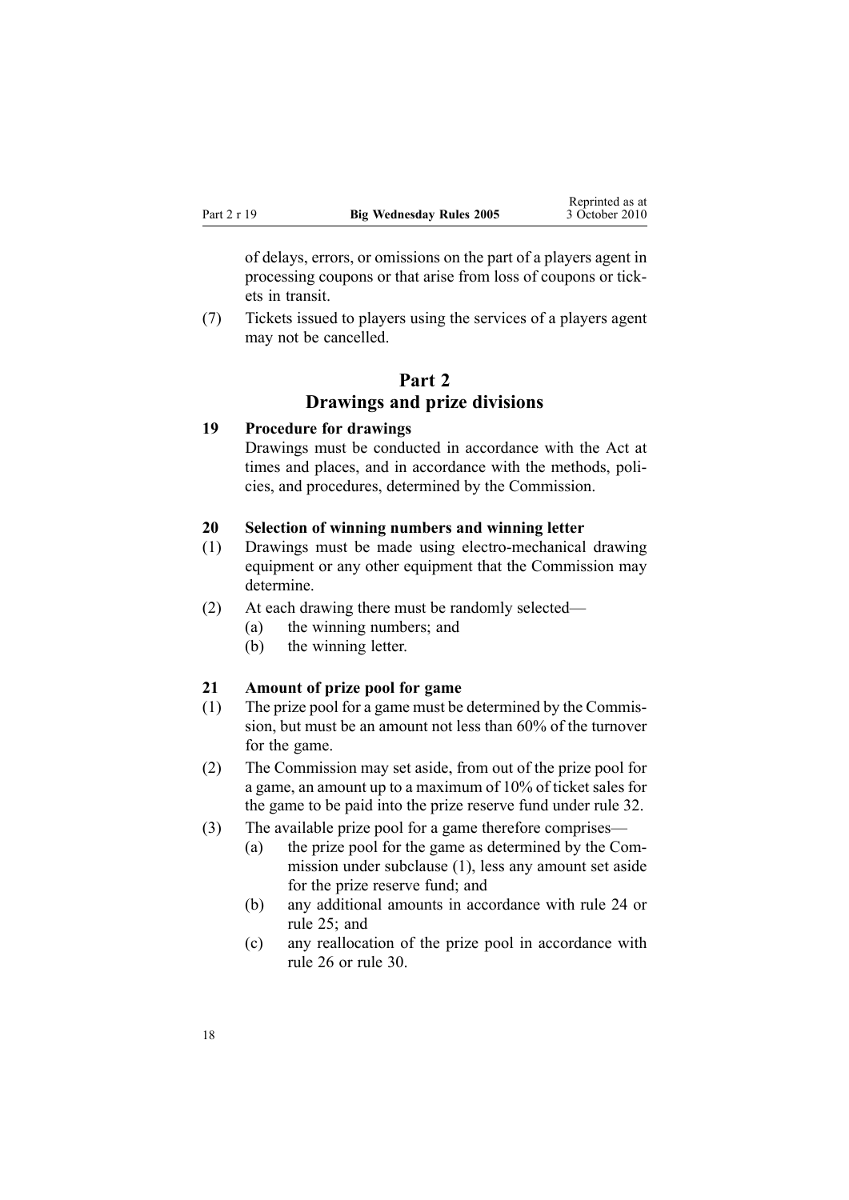of delays, errors, or omissions on the part of a players agent in processing coupons or that arise from loss of coupons or tickets in transit.

(7) Tickets issued to players using the services of a players agent may not be cancelled.

# Part 2
# Drawings and prize divisions

### 19 Procedure for drawings

Drawings must be conducted in accordance with the Act at times and places, and in accordance with the methods, policies, and procedures, determined by the Commission.

### 20 Selection of winning numbers and winning letter

(1) Drawings must be made using electro-mechanical drawing equipment or any other equipment that the Commission may determine.

(2) At each drawing there must be randomly selected—
- (a) the winning numbers; and
- (b) the winning letter.

### 21 Amount of prize pool for game

(1) The prize pool for a game must be determined by the Commission, but must be an amount not less than 60% of the turnover for the game.

(2) The Commission may set aside, from out of the prize pool for a game, an amount up to a maximum of 10% of ticket sales for the game to be paid into the prize reserve fund under rule 32.

(3) The available prize pool for a game therefore comprises—
- (a) the prize pool for the game as determined by the Commission under subclause (1), less any amount set aside for the prize reserve fund; and
- (b) any additional amounts in accordance with rule 24 or rule 25; and
- (c) any reallocation of the prize pool in accordance with rule 26 or rule 30.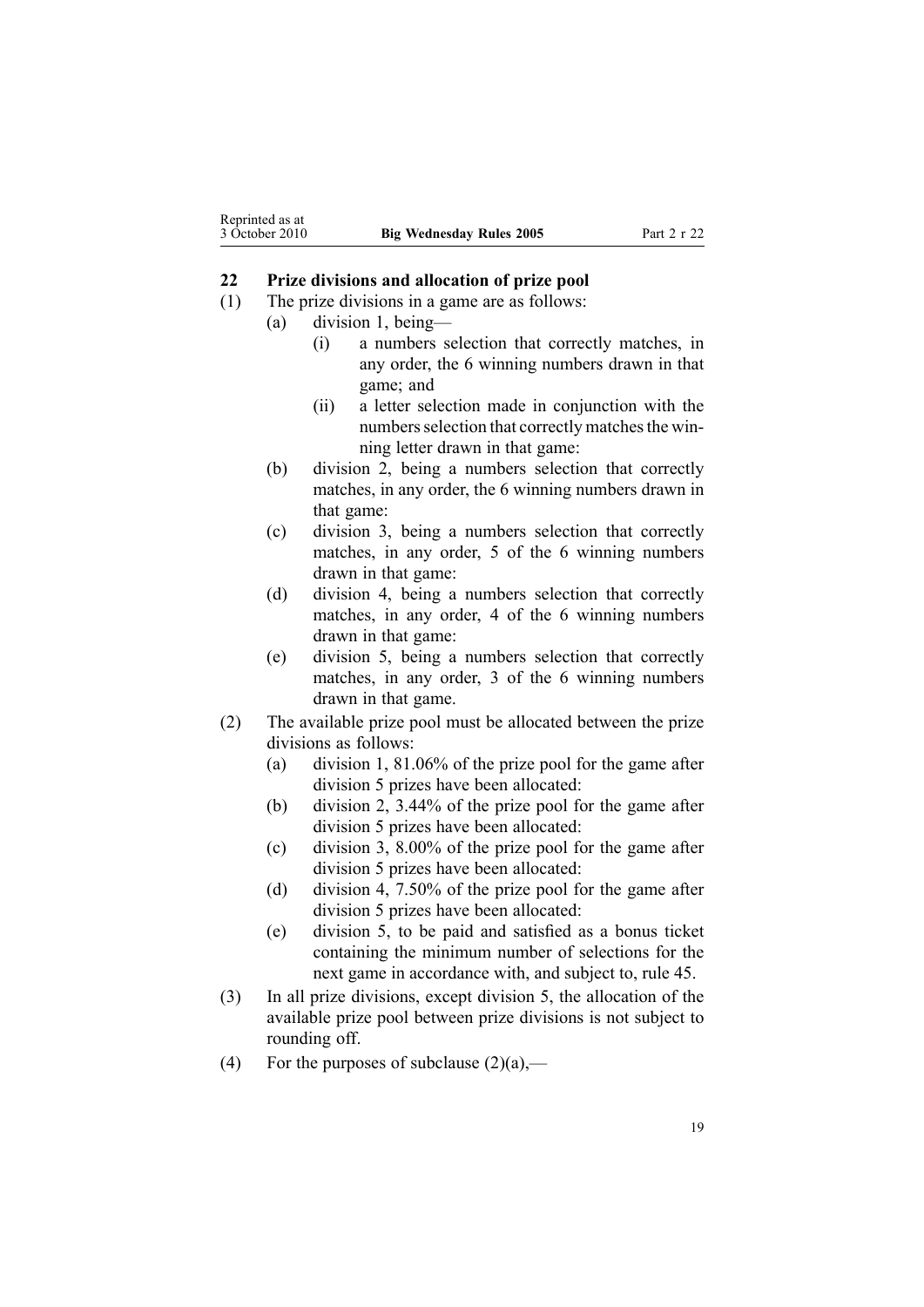## 22 Prize divisions and allocation of prize pool

(1) The prize divisions in a game are as follows:

(a) division 1, being—

(i) a numbers selection that correctly matches, in any order, the 6 winning numbers drawn in that game; and

(ii) a letter selection made in conjunction with the numbers selection that correctly matches the winning letter drawn in that game:

(b) division 2, being a numbers selection that correctly matches, in any order, the 6 winning numbers drawn in that game:

(c) division 3, being a numbers selection that correctly matches, in any order, 5 of the 6 winning numbers drawn in that game:

(d) division 4, being a numbers selection that correctly matches, in any order, 4 of the 6 winning numbers drawn in that game:

(e) division 5, being a numbers selection that correctly matches, in any order, 3 of the 6 winning numbers drawn in that game.

(2) The available prize pool must be allocated between the prize divisions as follows:

(a) division 1, 81.06% of the prize pool for the game after division 5 prizes have been allocated:

(b) division 2, 3.44% of the prize pool for the game after division 5 prizes have been allocated:

(c) division 3, 8.00% of the prize pool for the game after division 5 prizes have been allocated:

(d) division 4, 7.50% of the prize pool for the game after division 5 prizes have been allocated:

(e) division 5, to be paid and satisfied as a bonus ticket containing the minimum number of selections for the next game in accordance with, and subject to, rule 45.

(3) In all prize divisions, except division 5, the allocation of the available prize pool between prize divisions is not subject to rounding off.

(4) For the purposes of subclause (2)(a),—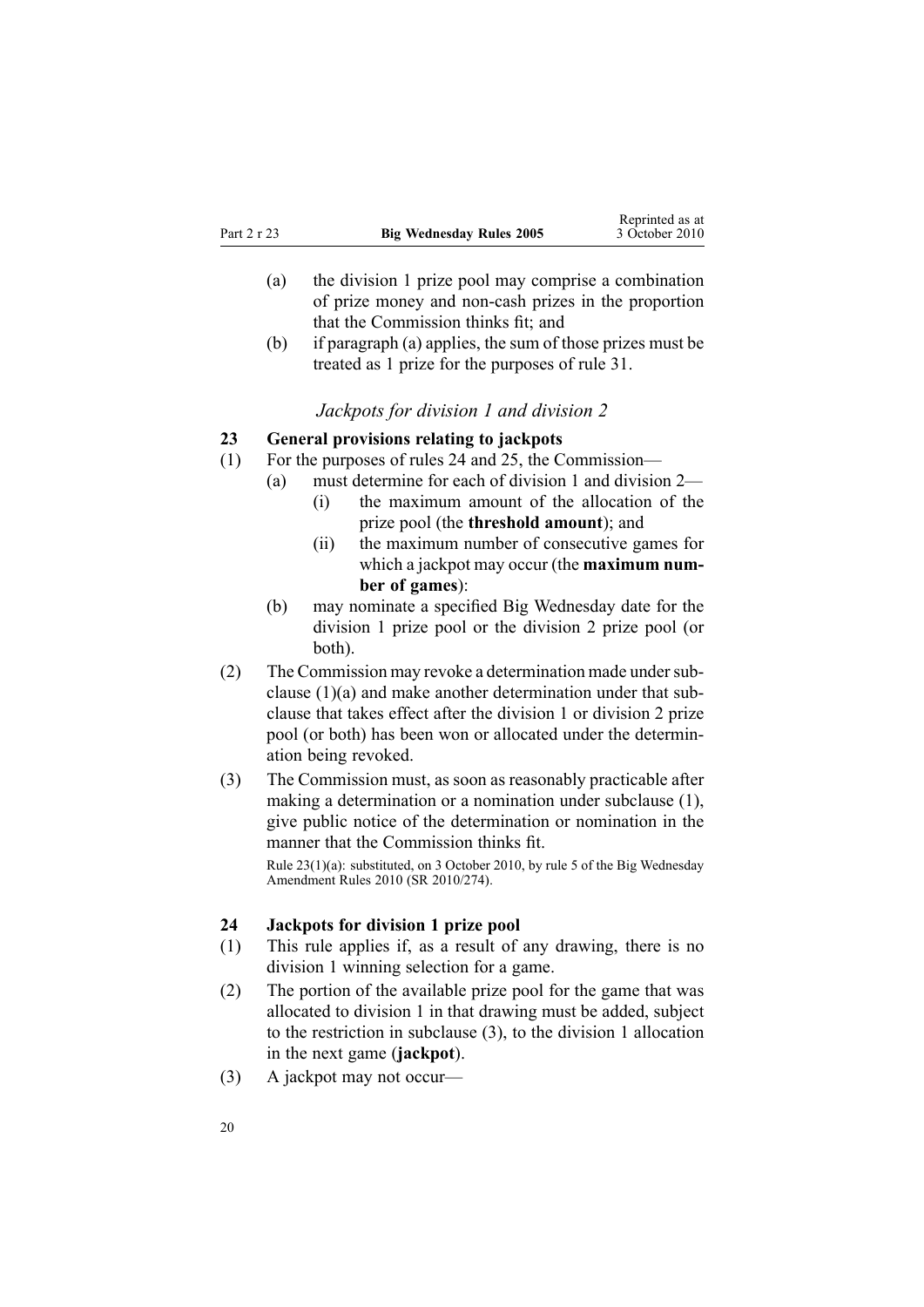(a) the division 1 prize pool may comprise a combination of prize money and non-cash prizes in the proportion that the Commission thinks fit; and

(b) if paragraph (a) applies, the sum of those prizes must be treated as 1 prize for the purposes of rule 31.

*Jackpots for division 1 and division 2*

### 23 General provisions relating to jackpots

(1) For the purposes of rules 24 and 25, the Commission—

(a) must determine for each of division 1 and division 2—

(i) the maximum amount of the allocation of the prize pool (the **threshold amount**); and

(ii) the maximum number of consecutive games for which a jackpot may occur (the **maximum number of games**):

(b) may nominate a specified Big Wednesday date for the division 1 prize pool or the division 2 prize pool (or both).

(2) The Commission may revoke a determination made under subclause (1)(a) and make another determination under that subclause that takes effect after the division 1 or division 2 prize pool (or both) has been won or allocated under the determination being revoked.

(3) The Commission must, as soon as reasonably practicable after making a determination or a nomination under subclause (1), give public notice of the determination or nomination in the manner that the Commission thinks fit.

Rule 23(1)(a): substituted, on 3 October 2010, by rule 5 of the Big Wednesday Amendment Rules 2010 (SR 2010/274).

### 24 Jackpots for division 1 prize pool

(1) This rule applies if, as a result of any drawing, there is no division 1 winning selection for a game.

(2) The portion of the available prize pool for the game that was allocated to division 1 in that drawing must be added, subject to the restriction in subclause (3), to the division 1 allocation in the next game (**jackpot**).

(3) A jackpot may not occur—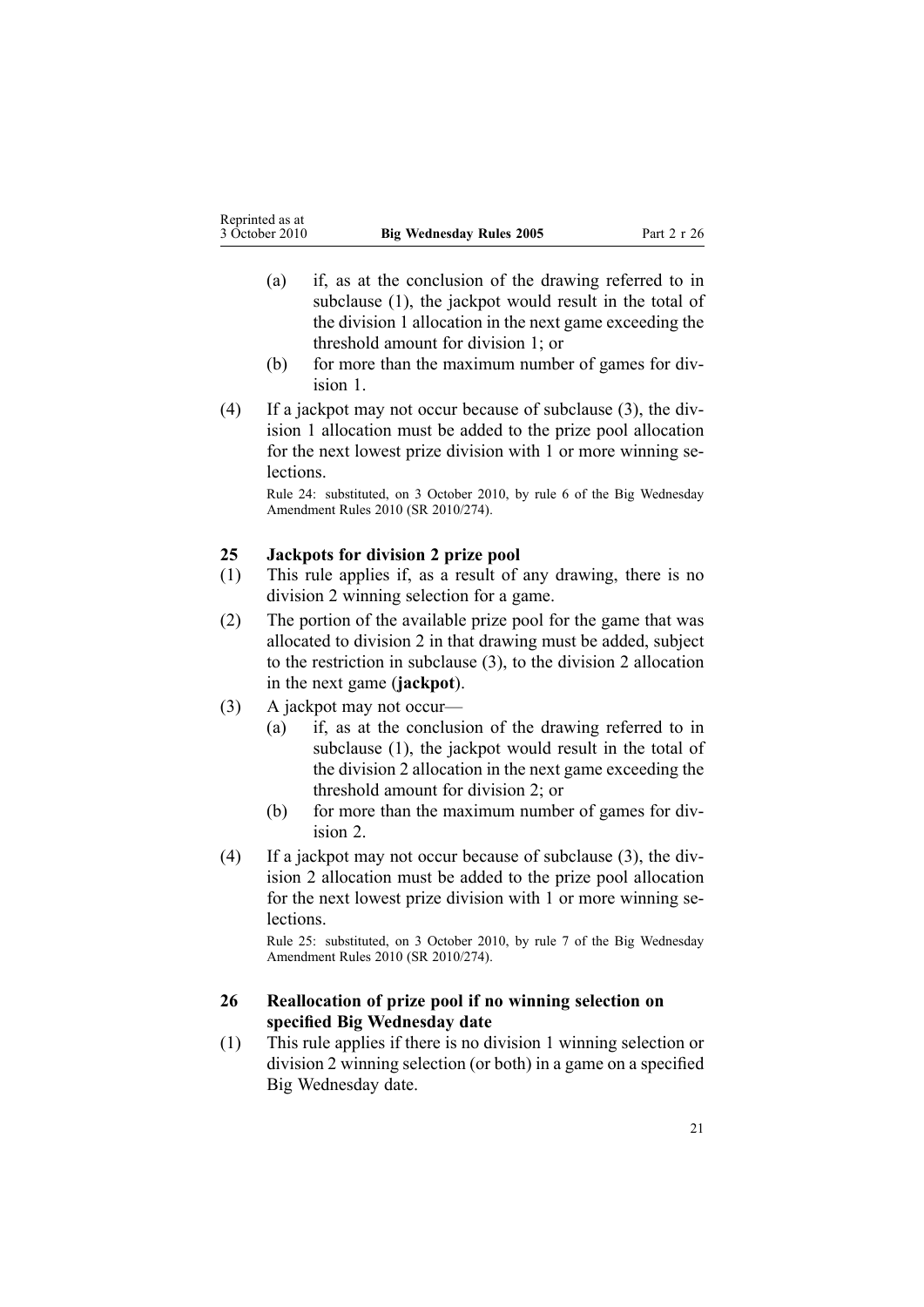(a) if, as at the conclusion of the drawing referred to in subclause (1), the jackpot would result in the total of the division 1 allocation in the next game exceeding the threshold amount for division 1; or

(b) for more than the maximum number of games for division 1.

(4) If a jackpot may not occur because of subclause (3), the division 1 allocation must be added to the prize pool allocation for the next lowest prize division with 1 or more winning selections.

Rule 24: substituted, on 3 October 2010, by rule 6 of the Big Wednesday Amendment Rules 2010 (SR 2010/274).

### 25 Jackpots for division 2 prize pool

(1) This rule applies if, as a result of any drawing, there is no division 2 winning selection for a game.

(2) The portion of the available prize pool for the game that was allocated to division 2 in that drawing must be added, subject to the restriction in subclause (3), to the division 2 allocation in the next game (**jackpot**).

(3) A jackpot may not occur—

(a) if, as at the conclusion of the drawing referred to in subclause (1), the jackpot would result in the total of the division 2 allocation in the next game exceeding the threshold amount for division 2; or

(b) for more than the maximum number of games for division 2.

(4) If a jackpot may not occur because of subclause (3), the division 2 allocation must be added to the prize pool allocation for the next lowest prize division with 1 or more winning selections.

Rule 25: substituted, on 3 October 2010, by rule 7 of the Big Wednesday Amendment Rules 2010 (SR 2010/274).

### 26 Reallocation of prize pool if no winning selection on specified Big Wednesday date

(1) This rule applies if there is no division 1 winning selection or division 2 winning selection (or both) in a game on a specified Big Wednesday date.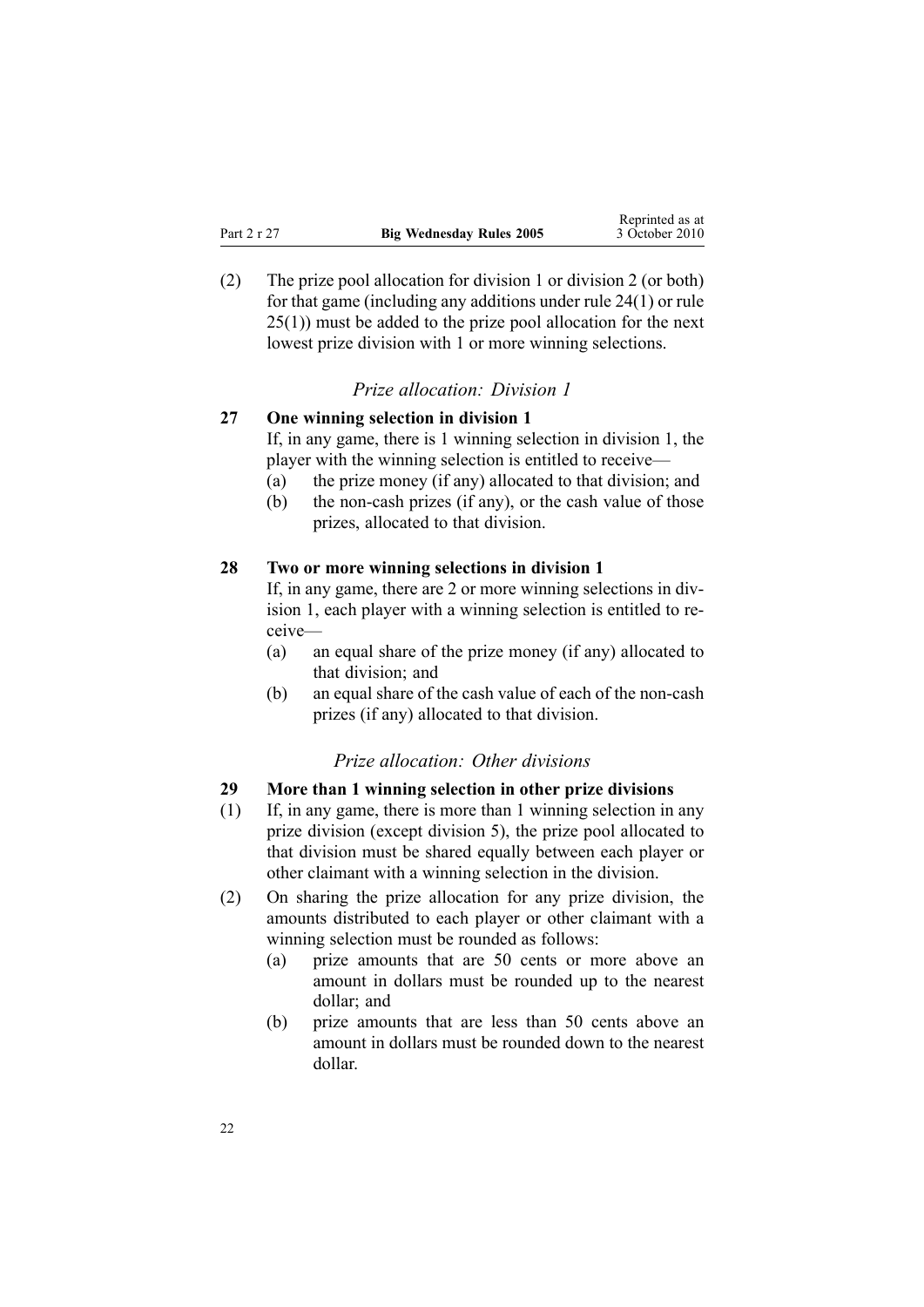(2) The prize pool allocation for division 1 or division 2 (or both) for that game (including any additions under rule 24(1) or rule 25(1)) must be added to the prize pool allocation for the next lowest prize division with 1 or more winning selections.

### *Prize allocation: Division 1*

**27 One winning selection in division 1**

If, in any game, there is 1 winning selection in division 1, the player with the winning selection is entitled to receive—

(a) the prize money (if any) allocated to that division; and

(b) the non-cash prizes (if any), or the cash value of those prizes, allocated to that division.

**28 Two or more winning selections in division 1**

If, in any game, there are 2 or more winning selections in division 1, each player with a winning selection is entitled to receive—

(a) an equal share of the prize money (if any) allocated to that division; and

(b) an equal share of the cash value of each of the non-cash prizes (if any) allocated to that division.

### *Prize allocation: Other divisions*

**29 More than 1 winning selection in other prize divisions**

(1) If, in any game, there is more than 1 winning selection in any prize division (except division 5), the prize pool allocated to that division must be shared equally between each player or other claimant with a winning selection in the division.

(2) On sharing the prize allocation for any prize division, the amounts distributed to each player or other claimant with a winning selection must be rounded as follows:

(a) prize amounts that are 50 cents or more above an amount in dollars must be rounded up to the nearest dollar; and

(b) prize amounts that are less than 50 cents above an amount in dollars must be rounded down to the nearest dollar.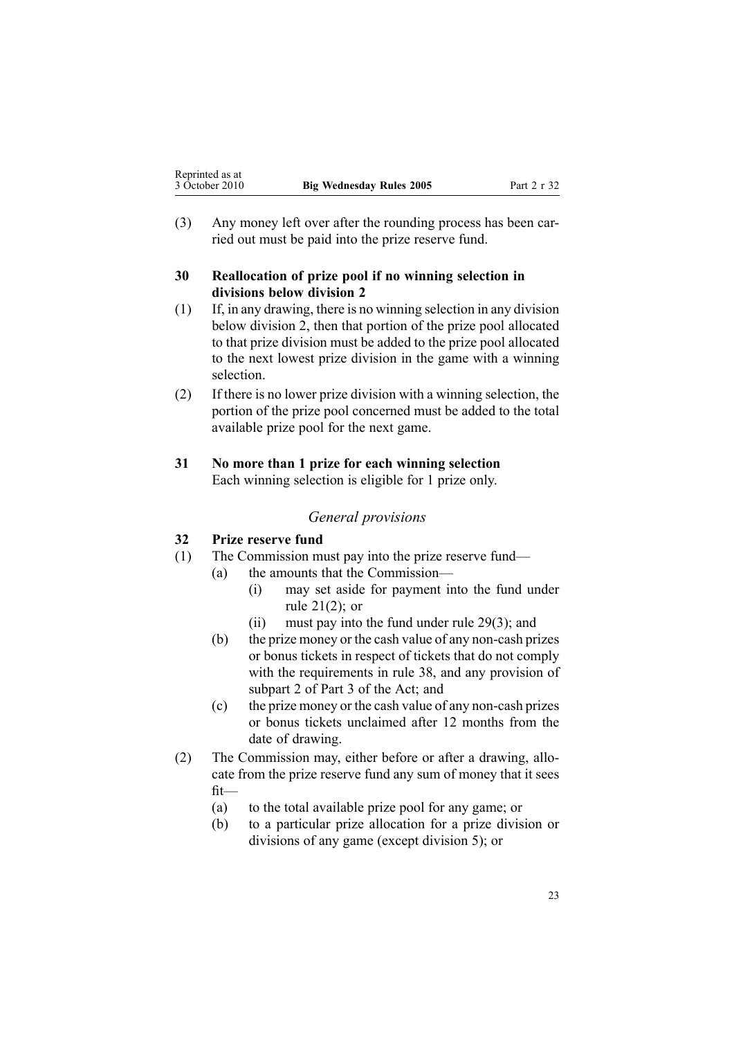(3) Any money left over after the rounding process has been carried out must be paid into the prize reserve fund.

**30 Reallocation of prize pool if no winning selection in divisions below division 2**

(1) If, in any drawing, there is no winning selection in any division below division 2, then that portion of the prize pool allocated to that prize division must be added to the prize pool allocated to the next lowest prize division in the game with a winning selection.

(2) If there is no lower prize division with a winning selection, the portion of the prize pool concerned must be added to the total available prize pool for the next game.

**31 No more than 1 prize for each winning selection**

Each winning selection is eligible for 1 prize only.

*General provisions*

**32 Prize reserve fund**

(1) The Commission must pay into the prize reserve fund—

- (a) the amounts that the Commission—
  - (i) may set aside for payment into the fund under rule 21(2); or
  - (ii) must pay into the fund under rule 29(3); and
- (b) the prize money or the cash value of any non-cash prizes or bonus tickets in respect of tickets that do not comply with the requirements in rule 38, and any provision of subpart 2 of Part 3 of the Act; and
- (c) the prize money or the cash value of any non-cash prizes or bonus tickets unclaimed after 12 months from the date of drawing.

(2) The Commission may, either before or after a drawing, allocate from the prize reserve fund any sum of money that it sees fit—

- (a) to the total available prize pool for any game; or
- (b) to a particular prize allocation for a prize division or divisions of any game (except division 5); or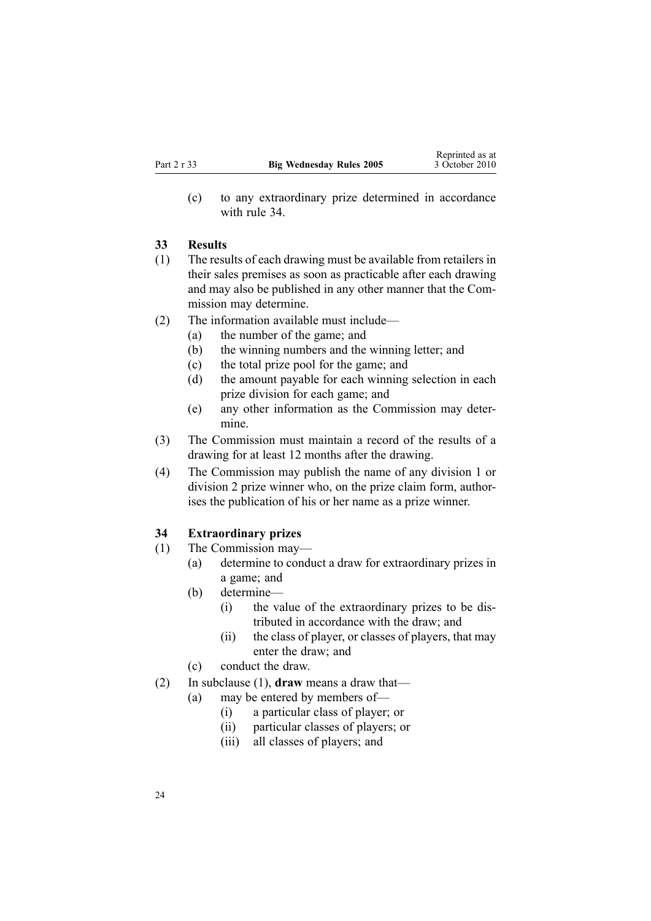(c) to any extraordinary prize determined in accordance with rule 34.

## 33 Results

(1) The results of each drawing must be available from retailers in their sales premises as soon as practicable after each drawing and may also be published in any other manner that the Commission may determine.

(2) The information available must include—

- (a) the number of the game; and
- (b) the winning numbers and the winning letter; and
- (c) the total prize pool for the game; and
- (d) the amount payable for each winning selection in each prize division for each game; and
- (e) any other information as the Commission may determine.

(3) The Commission must maintain a record of the results of a drawing for at least 12 months after the drawing.

(4) The Commission may publish the name of any division 1 or division 2 prize winner who, on the prize claim form, authorises the publication of his or her name as a prize winner.

## 34 Extraordinary prizes

(1) The Commission may—

- (a) determine to conduct a draw for extraordinary prizes in a game; and
- (b) determine—
  - (i) the value of the extraordinary prizes to be distributed in accordance with the draw; and
  - (ii) the class of player, or classes of players, that may enter the draw; and
- (c) conduct the draw.

(2) In subclause (1), **draw** means a draw that—

- (a) may be entered by members of—
  - (i) a particular class of player; or
  - (ii) particular classes of players; or
  - (iii) all classes of players; and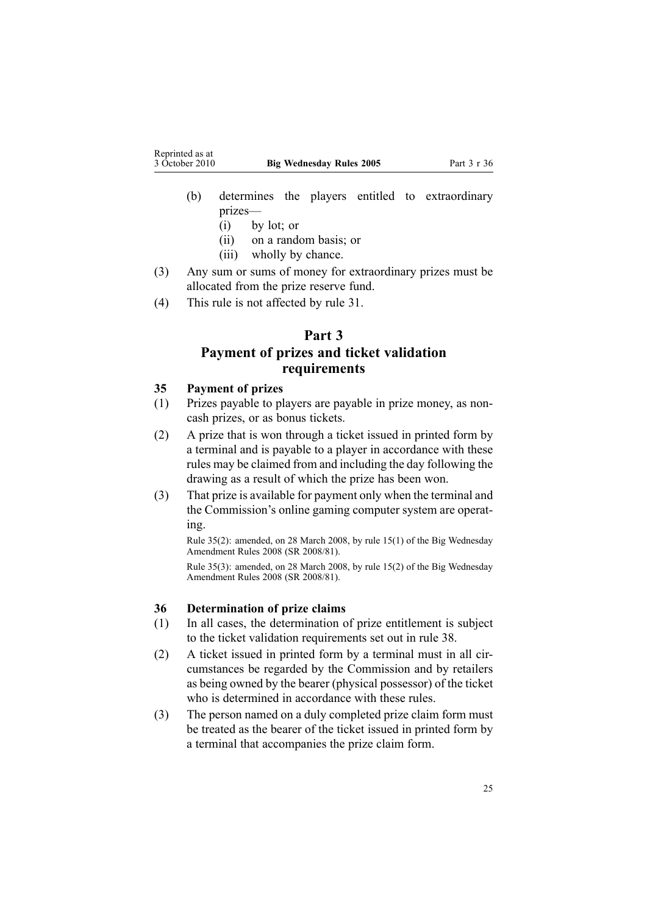(b) determines the players entitled to extraordinary prizes—
    (i) by lot; or
    (ii) on a random basis; or
    (iii) wholly by chance.

(3) Any sum or sums of money for extraordinary prizes must be allocated from the prize reserve fund.

(4) This rule is not affected by rule 31.

# Part 3
# Payment of prizes and ticket validation requirements

## 35 Payment of prizes

(1) Prizes payable to players are payable in prize money, as non-cash prizes, or as bonus tickets.

(2) A prize that is won through a ticket issued in printed form by a terminal and is payable to a player in accordance with these rules may be claimed from and including the day following the drawing as a result of which the prize has been won.

(3) That prize is available for payment only when the terminal and the Commission's online gaming computer system are operating.

Rule 35(2): amended, on 28 March 2008, by rule 15(1) of the Big Wednesday Amendment Rules 2008 (SR 2008/81).

Rule 35(3): amended, on 28 March 2008, by rule 15(2) of the Big Wednesday Amendment Rules 2008 (SR 2008/81).

## 36 Determination of prize claims

(1) In all cases, the determination of prize entitlement is subject to the ticket validation requirements set out in rule 38.

(2) A ticket issued in printed form by a terminal must in all circumstances be regarded by the Commission and by retailers as being owned by the bearer (physical possessor) of the ticket who is determined in accordance with these rules.

(3) The person named on a duly completed prize claim form must be treated as the bearer of the ticket issued in printed form by a terminal that accompanies the prize claim form.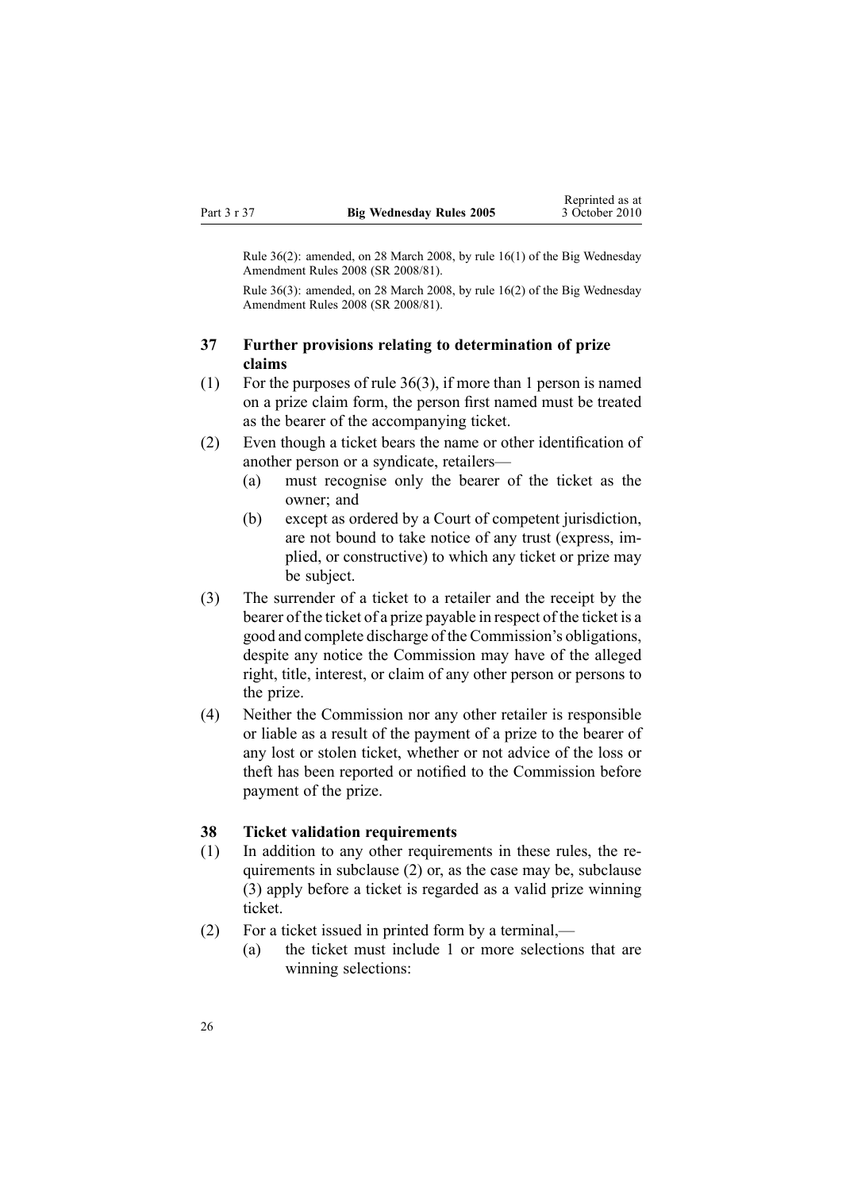Rule 36(2): amended, on 28 March 2008, by rule 16(1) of the Big Wednesday Amendment Rules 2008 (SR 2008/81).

Rule 36(3): amended, on 28 March 2008, by rule 16(2) of the Big Wednesday Amendment Rules 2008 (SR 2008/81).

### 37 Further provisions relating to determination of prize claims

(1) For the purposes of rule 36(3), if more than 1 person is named on a prize claim form, the person first named must be treated as the bearer of the accompanying ticket.

(2) Even though a ticket bears the name or other identification of another person or a syndicate, retailers—

- (a) must recognise only the bearer of the ticket as the owner; and
- (b) except as ordered by a Court of competent jurisdiction, are not bound to take notice of any trust (express, implied, or constructive) to which any ticket or prize may be subject.

(3) The surrender of a ticket to a retailer and the receipt by the bearer of the ticket of a prize payable in respect of the ticket is a good and complete discharge of the Commission's obligations, despite any notice the Commission may have of the alleged right, title, interest, or claim of any other person or persons to the prize.

(4) Neither the Commission nor any other retailer is responsible or liable as a result of the payment of a prize to the bearer of any lost or stolen ticket, whether or not advice of the loss or theft has been reported or notified to the Commission before payment of the prize.

### 38 Ticket validation requirements

(1) In addition to any other requirements in these rules, the requirements in subclause (2) or, as the case may be, subclause (3) apply before a ticket is regarded as a valid prize winning ticket.

(2) For a ticket issued in printed form by a terminal,—

- (a) the ticket must include 1 or more selections that are winning selections: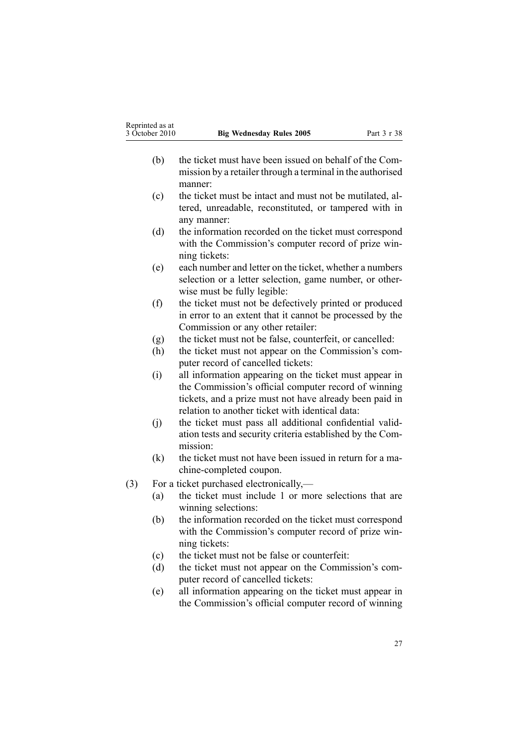(b) the ticket must have been issued on behalf of the Commission by a retailer through a terminal in the authorised manner:

(c) the ticket must be intact and must not be mutilated, altered, unreadable, reconstituted, or tampered with in any manner:

(d) the information recorded on the ticket must correspond with the Commission's computer record of prize winning tickets:

(e) each number and letter on the ticket, whether a numbers selection or a letter selection, game number, or otherwise must be fully legible:

(f) the ticket must not be defectively printed or produced in error to an extent that it cannot be processed by the Commission or any other retailer:

(g) the ticket must not be false, counterfeit, or cancelled:

(h) the ticket must not appear on the Commission's computer record of cancelled tickets:

(i) all information appearing on the ticket must appear in the Commission's official computer record of winning tickets, and a prize must not have already been paid in relation to another ticket with identical data:

(j) the ticket must pass all additional confidential validation tests and security criteria established by the Commission:

(k) the ticket must not have been issued in return for a machine-completed coupon.

(3) For a ticket purchased electronically,—

(a) the ticket must include 1 or more selections that are winning selections:

(b) the information recorded on the ticket must correspond with the Commission's computer record of prize winning tickets:

(c) the ticket must not be false or counterfeit:

(d) the ticket must not appear on the Commission's computer record of cancelled tickets:

(e) all information appearing on the ticket must appear in the Commission's official computer record of winning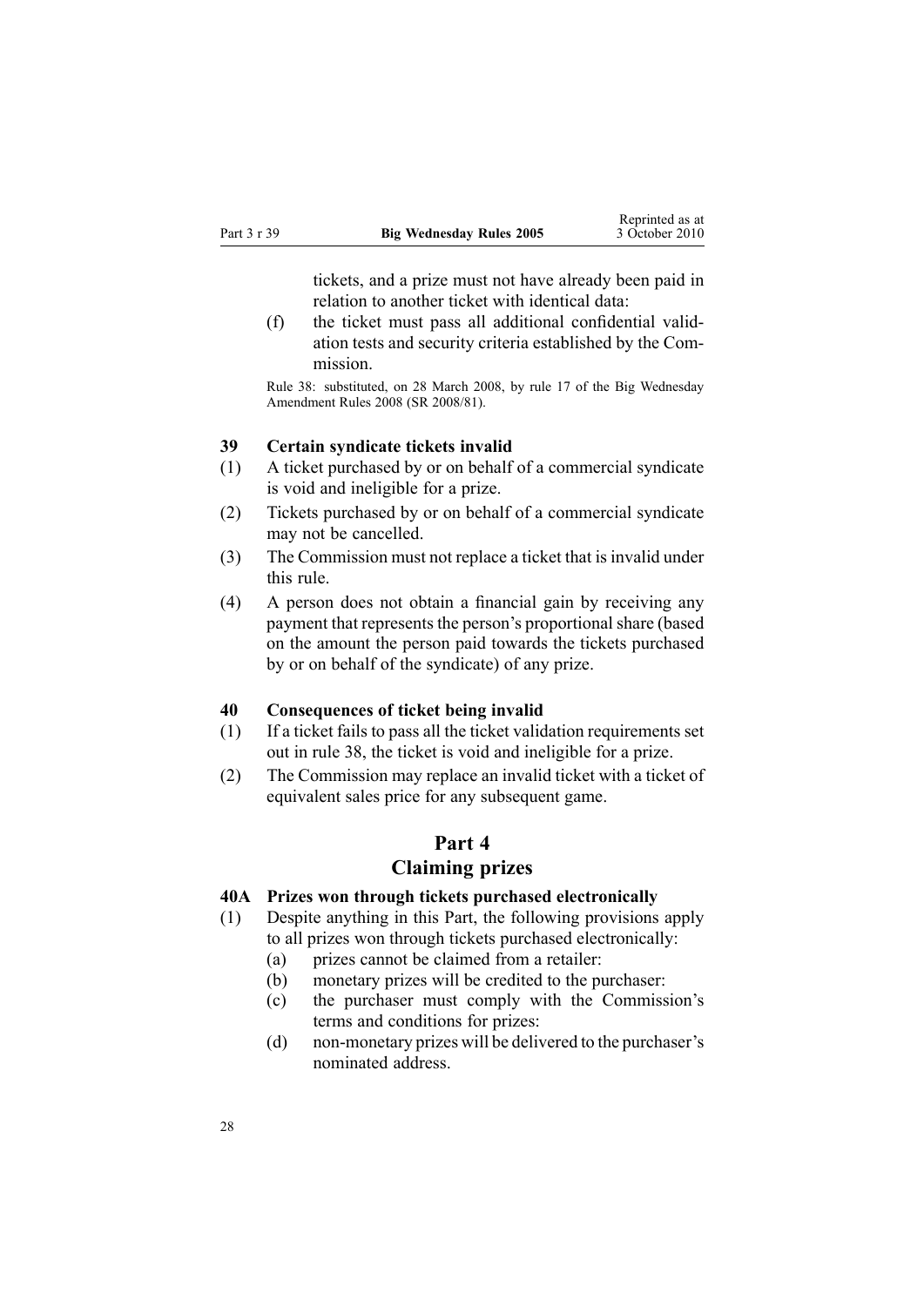tickets, and a prize must not have already been paid in relation to another ticket with identical data:

(f) the ticket must pass all additional confidential validation tests and security criteria established by the Commission.

Rule 38: substituted, on 28 March 2008, by rule 17 of the Big Wednesday Amendment Rules 2008 (SR 2008/81).

### 39 Certain syndicate tickets invalid

(1) A ticket purchased by or on behalf of a commercial syndicate is void and ineligible for a prize.

(2) Tickets purchased by or on behalf of a commercial syndicate may not be cancelled.

(3) The Commission must not replace a ticket that is invalid under this rule.

(4) A person does not obtain a financial gain by receiving any payment that represents the person's proportional share (based on the amount the person paid towards the tickets purchased by or on behalf of the syndicate) of any prize.

### 40 Consequences of ticket being invalid

(1) If a ticket fails to pass all the ticket validation requirements set out in rule 38, the ticket is void and ineligible for a prize.

(2) The Commission may replace an invalid ticket with a ticket of equivalent sales price for any subsequent game.

## Part 4
## Claiming prizes

### 40A Prizes won through tickets purchased electronically

(1) Despite anything in this Part, the following provisions apply to all prizes won through tickets purchased electronically:

   (a) prizes cannot be claimed from a retailer:

   (b) monetary prizes will be credited to the purchaser:

   (c) the purchaser must comply with the Commission's terms and conditions for prizes:

   (d) non-monetary prizes will be delivered to the purchaser's nominated address.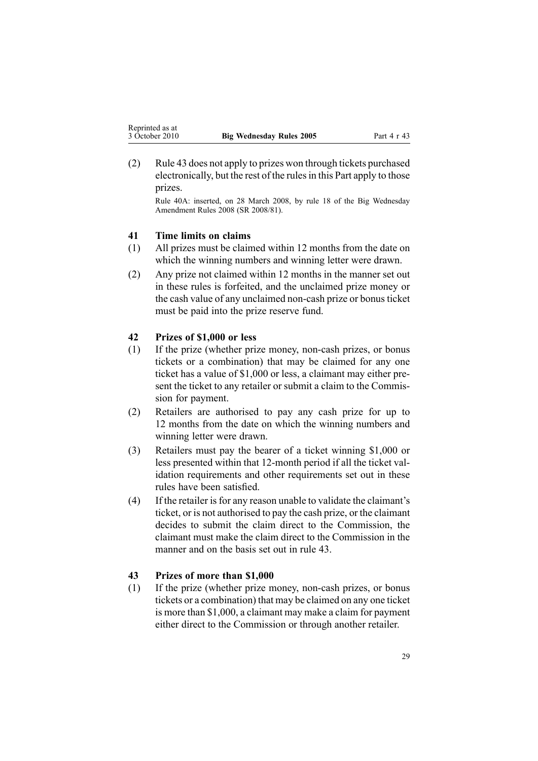(2) Rule 43 does not apply to prizes won through tickets purchased electronically, but the rest of the rules in this Part apply to those prizes.

Rule 40A: inserted, on 28 March 2008, by rule 18 of the Big Wednesday Amendment Rules 2008 (SR 2008/81).

### 41 Time limits on claims

(1) All prizes must be claimed within 12 months from the date on which the winning numbers and winning letter were drawn.

(2) Any prize not claimed within 12 months in the manner set out in these rules is forfeited, and the unclaimed prize money or the cash value of any unclaimed non-cash prize or bonus ticket must be paid into the prize reserve fund.

### 42 Prizes of $1,000 or less

(1) If the prize (whether prize money, non-cash prizes, or bonus tickets or a combination) that may be claimed for any one ticket has a value of $1,000 or less, a claimant may either present the ticket to any retailer or submit a claim to the Commission for payment.

(2) Retailers are authorised to pay any cash prize for up to 12 months from the date on which the winning numbers and winning letter were drawn.

(3) Retailers must pay the bearer of a ticket winning $1,000 or less presented within that 12-month period if all the ticket validation requirements and other requirements set out in these rules have been satisfied.

(4) If the retailer is for any reason unable to validate the claimant's ticket, or is not authorised to pay the cash prize, or the claimant decides to submit the claim direct to the Commission, the claimant must make the claim direct to the Commission in the manner and on the basis set out in rule 43.

### 43 Prizes of more than $1,000

(1) If the prize (whether prize money, non-cash prizes, or bonus tickets or a combination) that may be claimed on any one ticket is more than $1,000, a claimant may make a claim for payment either direct to the Commission or through another retailer.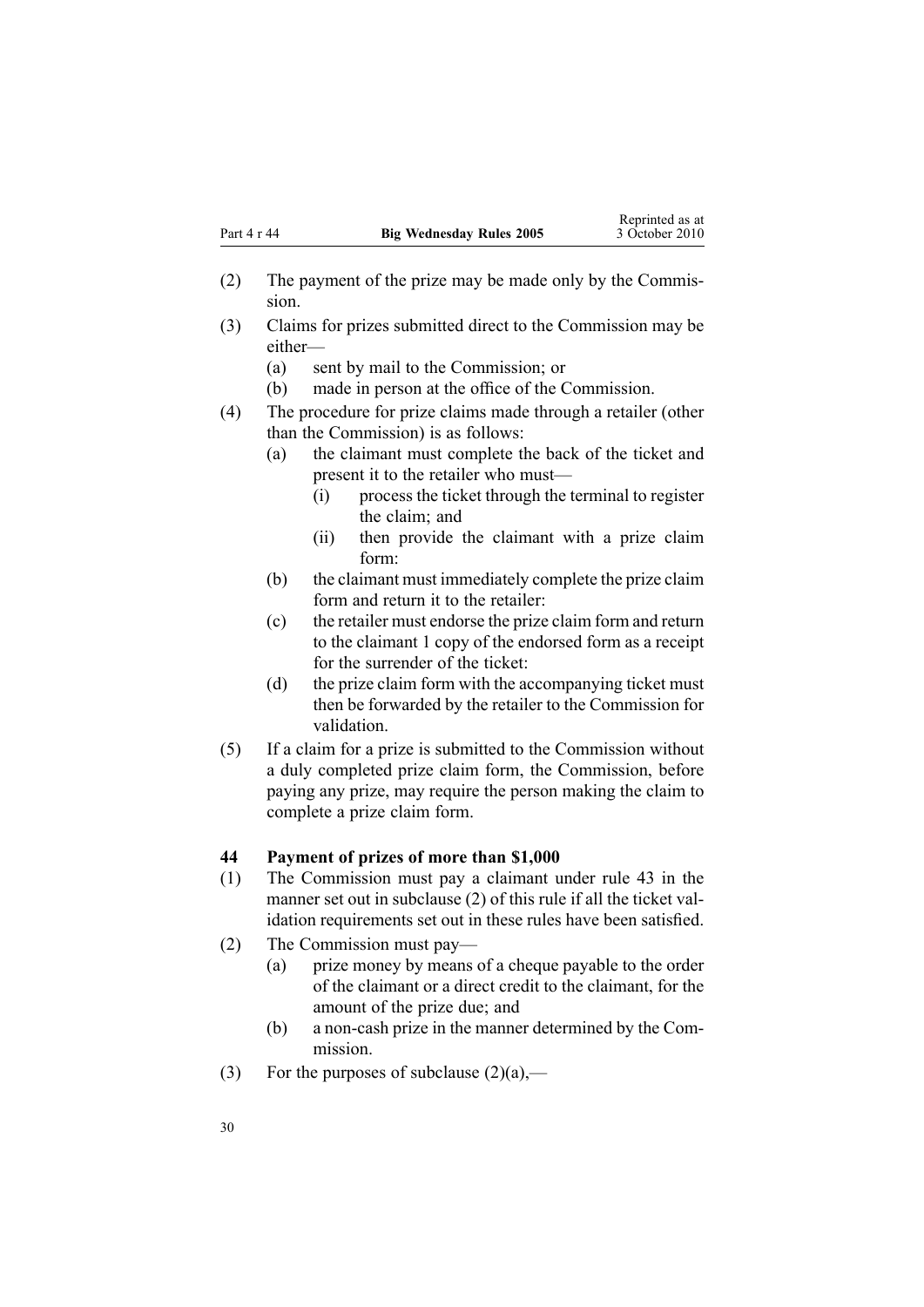(2) The payment of the prize may be made only by the Commission.

(3) Claims for prizes submitted direct to the Commission may be either—

  (a) sent by mail to the Commission; or

  (b) made in person at the office of the Commission.

(4) The procedure for prize claims made through a retailer (other than the Commission) is as follows:

  (a) the claimant must complete the back of the ticket and present it to the retailer who must—

    (i) process the ticket through the terminal to register the claim; and

    (ii) then provide the claimant with a prize claim form:

  (b) the claimant must immediately complete the prize claim form and return it to the retailer:

  (c) the retailer must endorse the prize claim form and return to the claimant 1 copy of the endorsed form as a receipt for the surrender of the ticket:

  (d) the prize claim form with the accompanying ticket must then be forwarded by the retailer to the Commission for validation.

(5) If a claim for a prize is submitted to the Commission without a duly completed prize claim form, the Commission, before paying any prize, may require the person making the claim to complete a prize claim form.

### 44 Payment of prizes of more than $1,000

(1) The Commission must pay a claimant under rule 43 in the manner set out in subclause (2) of this rule if all the ticket validation requirements set out in these rules have been satisfied.

(2) The Commission must pay—

  (a) prize money by means of a cheque payable to the order of the claimant or a direct credit to the claimant, for the amount of the prize due; and

  (b) a non-cash prize in the manner determined by the Commission.

(3) For the purposes of subclause (2)(a),—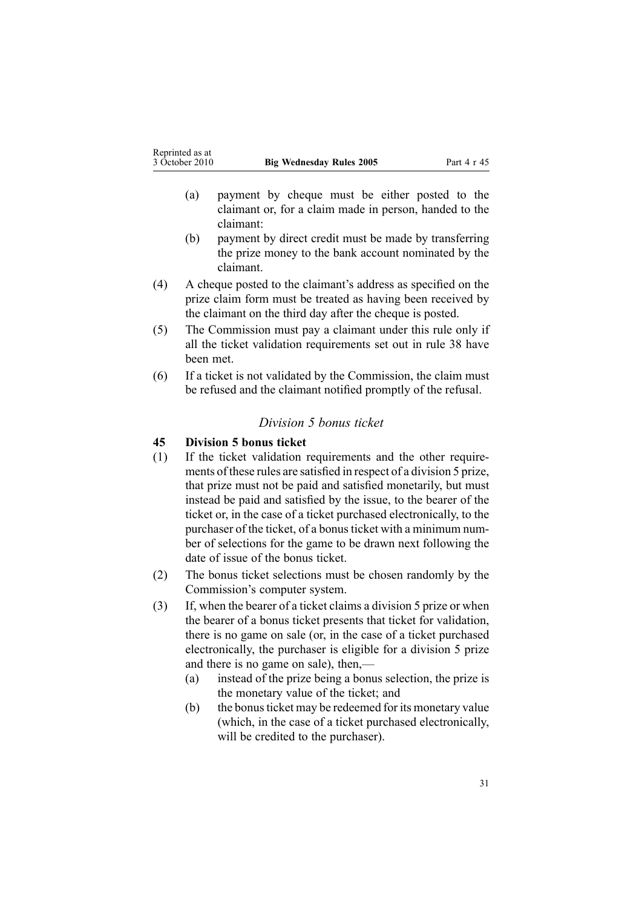(a) payment by cheque must be either posted to the claimant or, for a claim made in person, handed to the claimant:

(b) payment by direct credit must be made by transferring the prize money to the bank account nominated by the claimant.

(4) A cheque posted to the claimant's address as specified on the prize claim form must be treated as having been received by the claimant on the third day after the cheque is posted.

(5) The Commission must pay a claimant under this rule only if all the ticket validation requirements set out in rule 38 have been met.

(6) If a ticket is not validated by the Commission, the claim must be refused and the claimant notified promptly of the refusal.

*Division 5 bonus ticket*

### 45 Division 5 bonus ticket

(1) If the ticket validation requirements and the other requirements of these rules are satisfied in respect of a division 5 prize, that prize must not be paid and satisfied monetarily, but must instead be paid and satisfied by the issue, to the bearer of the ticket or, in the case of a ticket purchased electronically, to the purchaser of the ticket, of a bonus ticket with a minimum number of selections for the game to be drawn next following the date of issue of the bonus ticket.

(2) The bonus ticket selections must be chosen randomly by the Commission's computer system.

(3) If, when the bearer of a ticket claims a division 5 prize or when the bearer of a bonus ticket presents that ticket for validation, there is no game on sale (or, in the case of a ticket purchased electronically, the purchaser is eligible for a division 5 prize and there is no game on sale), then,—

(a) instead of the prize being a bonus selection, the prize is the monetary value of the ticket; and

(b) the bonus ticket may be redeemed for its monetary value (which, in the case of a ticket purchased electronically, will be credited to the purchaser).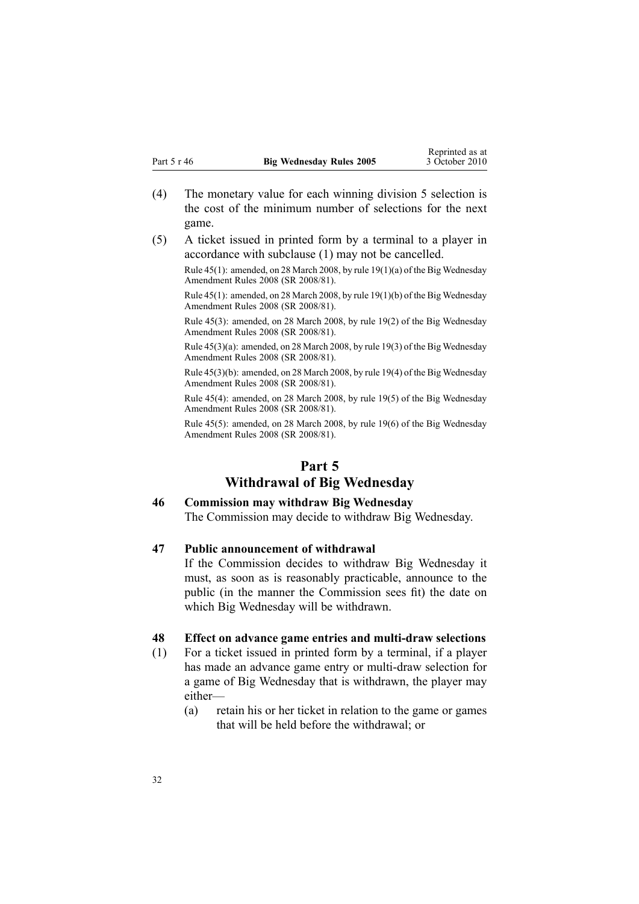(4) The monetary value for each winning division 5 selection is the cost of the minimum number of selections for the next game.

(5) A ticket issued in printed form by a terminal to a player in accordance with subclause (1) may not be cancelled.

Rule 45(1): amended, on 28 March 2008, by rule 19(1)(a) of the Big Wednesday Amendment Rules 2008 (SR 2008/81).

Rule 45(1): amended, on 28 March 2008, by rule 19(1)(b) of the Big Wednesday Amendment Rules 2008 (SR 2008/81).

Rule 45(3): amended, on 28 March 2008, by rule 19(2) of the Big Wednesday Amendment Rules 2008 (SR 2008/81).

Rule 45(3)(a): amended, on 28 March 2008, by rule 19(3) of the Big Wednesday Amendment Rules 2008 (SR 2008/81).

Rule 45(3)(b): amended, on 28 March 2008, by rule 19(4) of the Big Wednesday Amendment Rules 2008 (SR 2008/81).

Rule 45(4): amended, on 28 March 2008, by rule 19(5) of the Big Wednesday Amendment Rules 2008 (SR 2008/81).

Rule 45(5): amended, on 28 March 2008, by rule 19(6) of the Big Wednesday Amendment Rules 2008 (SR 2008/81).

## Part 5
## Withdrawal of Big Wednesday

### 46 Commission may withdraw Big Wednesday

The Commission may decide to withdraw Big Wednesday.

### 47 Public announcement of withdrawal

If the Commission decides to withdraw Big Wednesday it must, as soon as is reasonably practicable, announce to the public (in the manner the Commission sees fit) the date on which Big Wednesday will be withdrawn.

### 48 Effect on advance game entries and multi-draw selections

(1) For a ticket issued in printed form by a terminal, if a player has made an advance game entry or multi-draw selection for a game of Big Wednesday that is withdrawn, the player may either—

   (a) retain his or her ticket in relation to the game or games that will be held before the withdrawal; or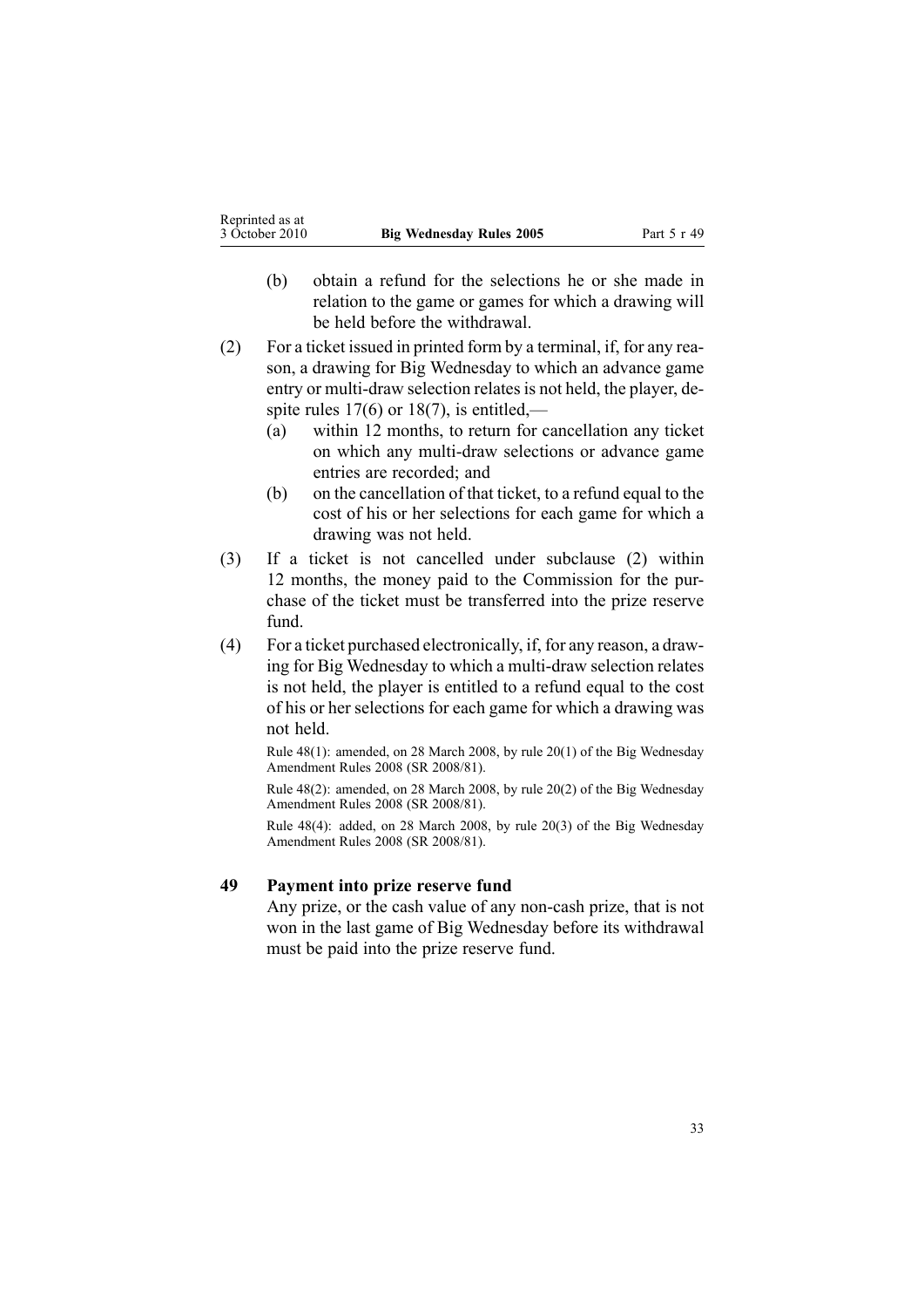(b) obtain a refund for the selections he or she made in relation to the game or games for which a drawing will be held before the withdrawal.

(2) For a ticket issued in printed form by a terminal, if, for any reason, a drawing for Big Wednesday to which an advance game entry or multi-draw selection relates is not held, the player, despite rules 17(6) or 18(7), is entitled,—

(a) within 12 months, to return for cancellation any ticket on which any multi-draw selections or advance game entries are recorded; and

(b) on the cancellation of that ticket, to a refund equal to the cost of his or her selections for each game for which a drawing was not held.

(3) If a ticket is not cancelled under subclause (2) within 12 months, the money paid to the Commission for the purchase of the ticket must be transferred into the prize reserve fund.

(4) For a ticket purchased electronically, if, for any reason, a drawing for Big Wednesday to which a multi-draw selection relates is not held, the player is entitled to a refund equal to the cost of his or her selections for each game for which a drawing was not held.

Rule 48(1): amended, on 28 March 2008, by rule 20(1) of the Big Wednesday Amendment Rules 2008 (SR 2008/81).

Rule 48(2): amended, on 28 March 2008, by rule 20(2) of the Big Wednesday Amendment Rules 2008 (SR 2008/81).

Rule 48(4): added, on 28 March 2008, by rule 20(3) of the Big Wednesday Amendment Rules 2008 (SR 2008/81).

### 49 Payment into prize reserve fund

Any prize, or the cash value of any non-cash prize, that is not won in the last game of Big Wednesday before its withdrawal must be paid into the prize reserve fund.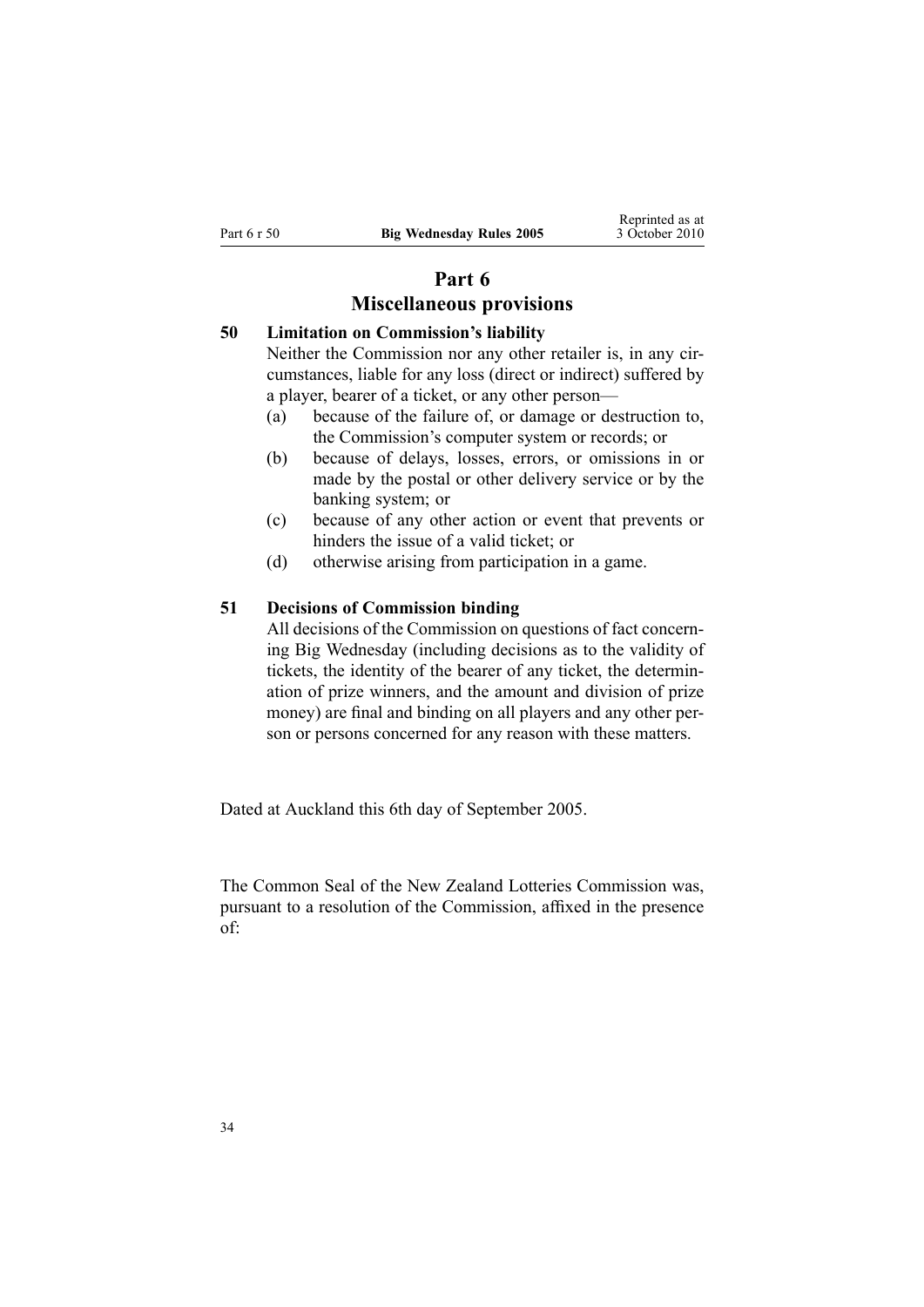# Part 6
# Miscellaneous provisions

### 50 Limitation on Commission's liability

Neither the Commission nor any other retailer is, in any circumstances, liable for any loss (direct or indirect) suffered by a player, bearer of a ticket, or any other person—

(a) because of the failure of, or damage or destruction to, the Commission's computer system or records; or

(b) because of delays, losses, errors, or omissions in or made by the postal or other delivery service or by the banking system; or

(c) because of any other action or event that prevents or hinders the issue of a valid ticket; or

(d) otherwise arising from participation in a game.

### 51 Decisions of Commission binding

All decisions of the Commission on questions of fact concerning Big Wednesday (including decisions as to the validity of tickets, the identity of the bearer of any ticket, the determination of prize winners, and the amount and division of prize money) are final and binding on all players and any other person or persons concerned for any reason with these matters.

Dated at Auckland this 6th day of September 2005.

The Common Seal of the New Zealand Lotteries Commission was, pursuant to a resolution of the Commission, affixed in the presence of: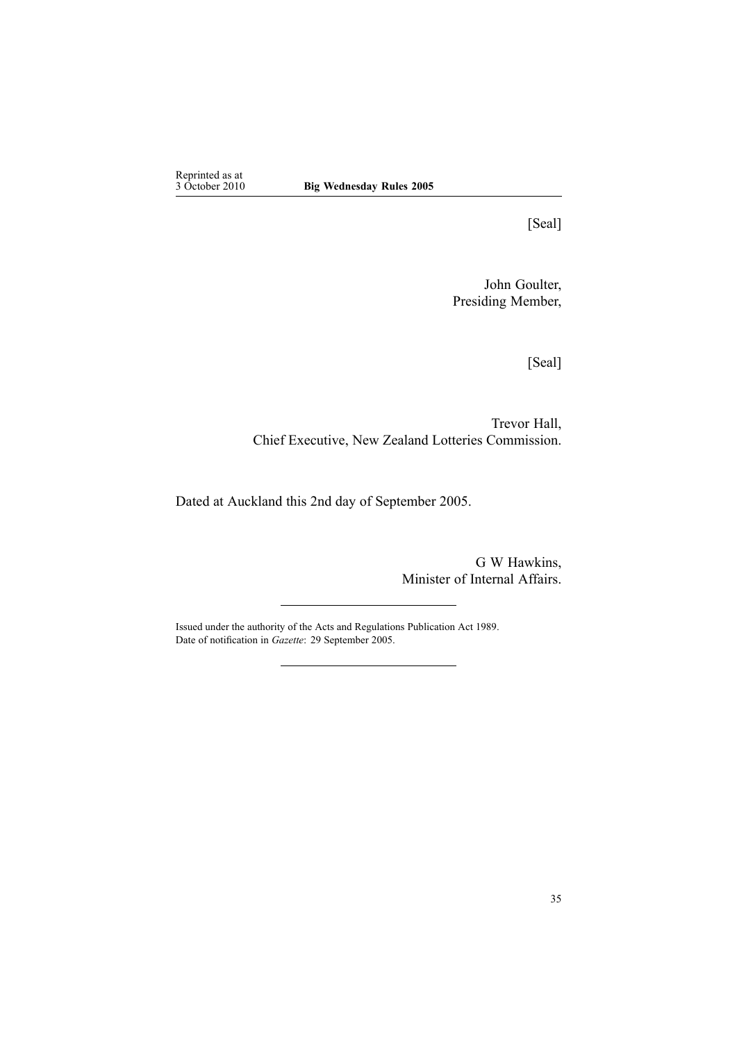[Seal]

John Goulter,
Presiding Member,

[Seal]

Trevor Hall,
Chief Executive, New Zealand Lotteries Commission.

Dated at Auckland this 2nd day of September 2005.

G W Hawkins,
Minister of Internal Affairs.

---

Issued under the authority of the Acts and Regulations Publication Act 1989.
Date of notification in *Gazette*: 29 September 2005.

---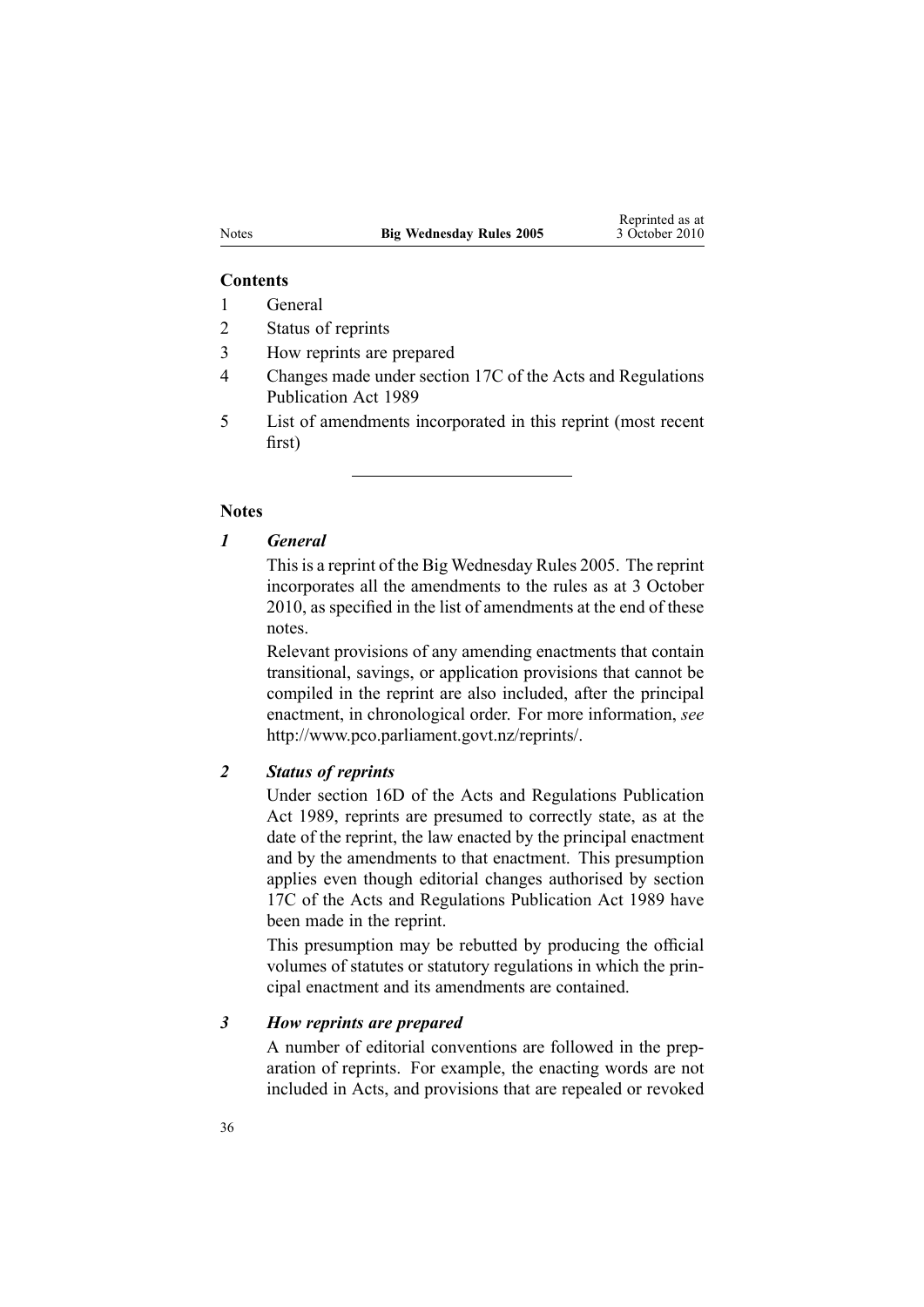### Contents

1 General

2 Status of reprints

3 How reprints are prepared

4 Changes made under section 17C of the Acts and Regulations Publication Act 1989

5 List of amendments incorporated in this reprint (most recent first)

---

### Notes

#### *1 General*

This is a reprint of the Big Wednesday Rules 2005. The reprint incorporates all the amendments to the rules as at 3 October 2010, as specified in the list of amendments at the end of these notes.

Relevant provisions of any amending enactments that contain transitional, savings, or application provisions that cannot be compiled in the reprint are also included, after the principal enactment, in chronological order. For more information, *see* http://www.pco.parliament.govt.nz/reprints/.

#### *2 Status of reprints*

Under section 16D of the Acts and Regulations Publication Act 1989, reprints are presumed to correctly state, as at the date of the reprint, the law enacted by the principal enactment and by the amendments to that enactment. This presumption applies even though editorial changes authorised by section 17C of the Acts and Regulations Publication Act 1989 have been made in the reprint.

This presumption may be rebutted by producing the official volumes of statutes or statutory regulations in which the principal enactment and its amendments are contained.

#### *3 How reprints are prepared*

A number of editorial conventions are followed in the preparation of reprints. For example, the enacting words are not included in Acts, and provisions that are repealed or revoked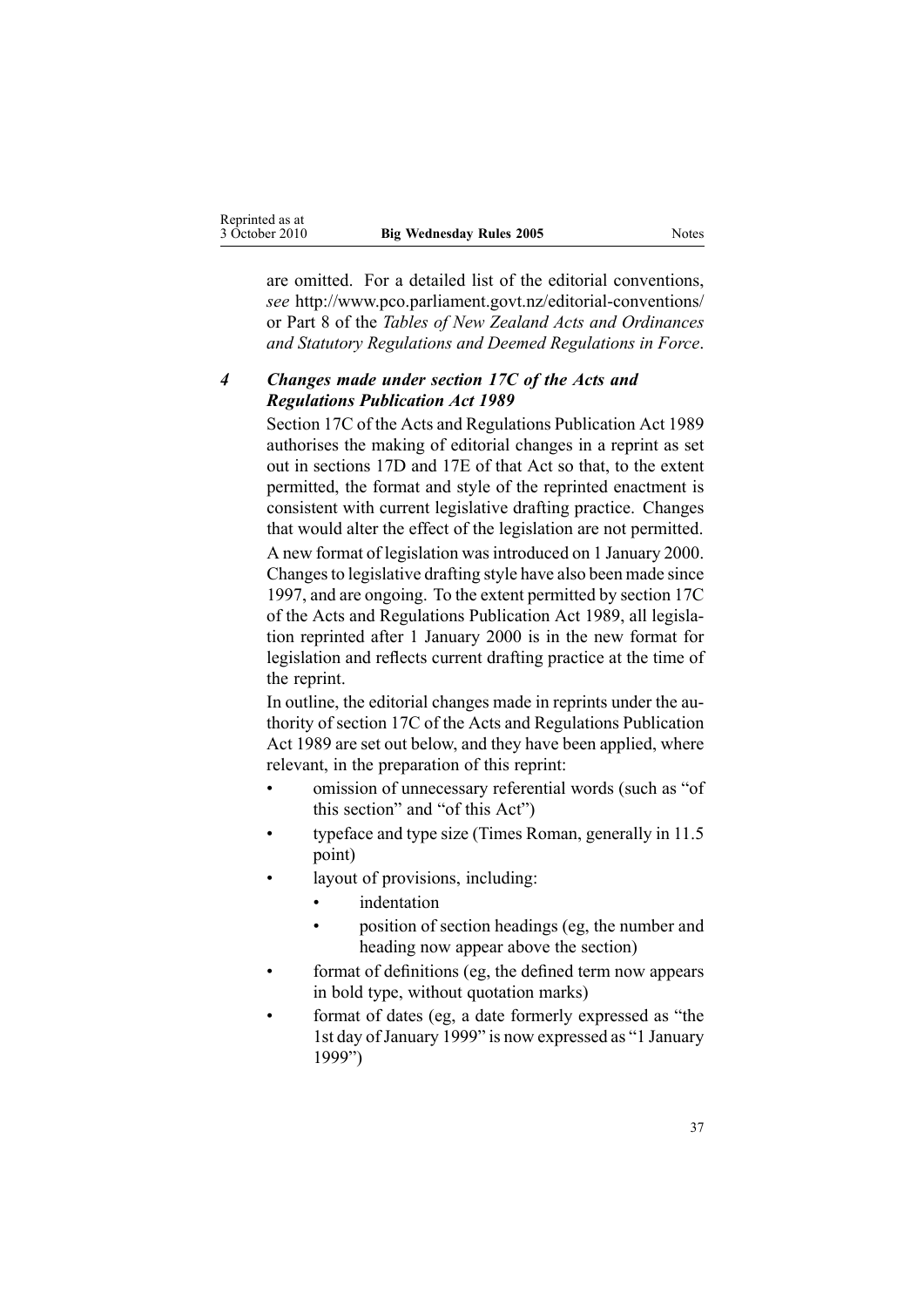are omitted. For a detailed list of the editorial conventions, *see* http://www.pco.parliament.govt.nz/editorial-conventions/ or Part 8 of the *Tables of New Zealand Acts and Ordinances and Statutory Regulations and Deemed Regulations in Force*.

### *4 Changes made under section 17C of the Acts and Regulations Publication Act 1989*

Section 17C of the Acts and Regulations Publication Act 1989 authorises the making of editorial changes in a reprint as set out in sections 17D and 17E of that Act so that, to the extent permitted, the format and style of the reprinted enactment is consistent with current legislative drafting practice. Changes that would alter the effect of the legislation are not permitted.

A new format of legislation was introduced on 1 January 2000. Changes to legislative drafting style have also been made since 1997, and are ongoing. To the extent permitted by section 17C of the Acts and Regulations Publication Act 1989, all legislation reprinted after 1 January 2000 is in the new format for legislation and reflects current drafting practice at the time of the reprint.

In outline, the editorial changes made in reprints under the authority of section 17C of the Acts and Regulations Publication Act 1989 are set out below, and they have been applied, where relevant, in the preparation of this reprint:

- omission of unnecessary referential words (such as "of this section" and "of this Act")
- typeface and type size (Times Roman, generally in 11.5 point)
- layout of provisions, including:
  - indentation
  - position of section headings (eg, the number and heading now appear above the section)
- format of definitions (eg, the defined term now appears in bold type, without quotation marks)
- format of dates (eg, a date formerly expressed as "the 1st day of January 1999" is now expressed as "1 January 1999")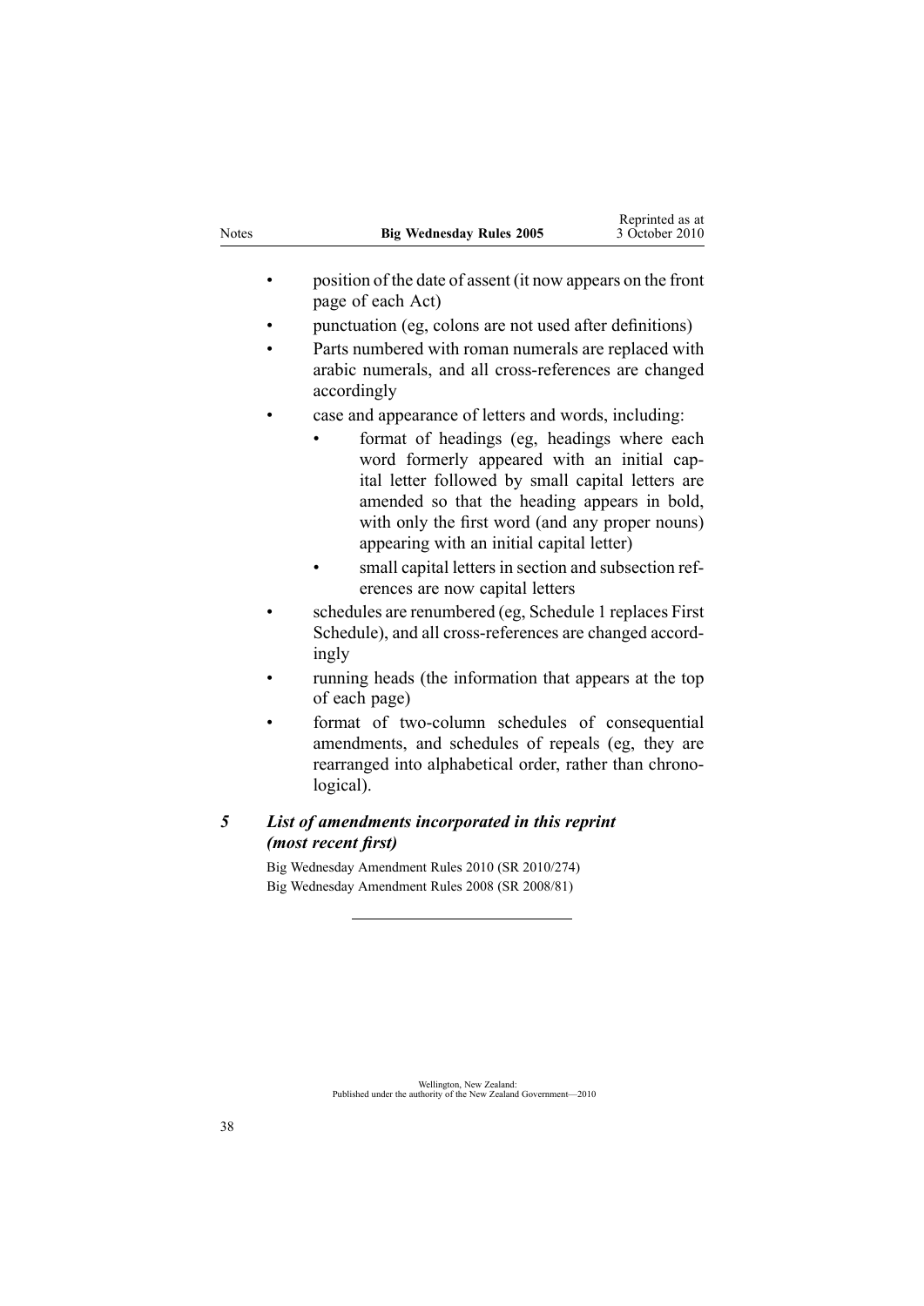- position of the date of assent (it now appears on the front page of each Act)
- punctuation (eg, colons are not used after definitions)
- Parts numbered with roman numerals are replaced with arabic numerals, and all cross-references are changed accordingly
- case and appearance of letters and words, including:
    - format of headings (eg, headings where each word formerly appeared with an initial capital letter followed by small capital letters are amended so that the heading appears in bold, with only the first word (and any proper nouns) appearing with an initial capital letter)
    - small capital letters in section and subsection references are now capital letters
- schedules are renumbered (eg, Schedule 1 replaces First Schedule), and all cross-references are changed accordingly
- running heads (the information that appears at the top of each page)
- format of two-column schedules of consequential amendments, and schedules of repeals (eg, they are rearranged into alphabetical order, rather than chronological).

### *5 List of amendments incorporated in this reprint (most recent first)*

Big Wednesday Amendment Rules 2010 (SR 2010/274)

Big Wednesday Amendment Rules 2008 (SR 2008/81)

---

Wellington, New Zealand:
Published under the authority of the New Zealand Government—2010